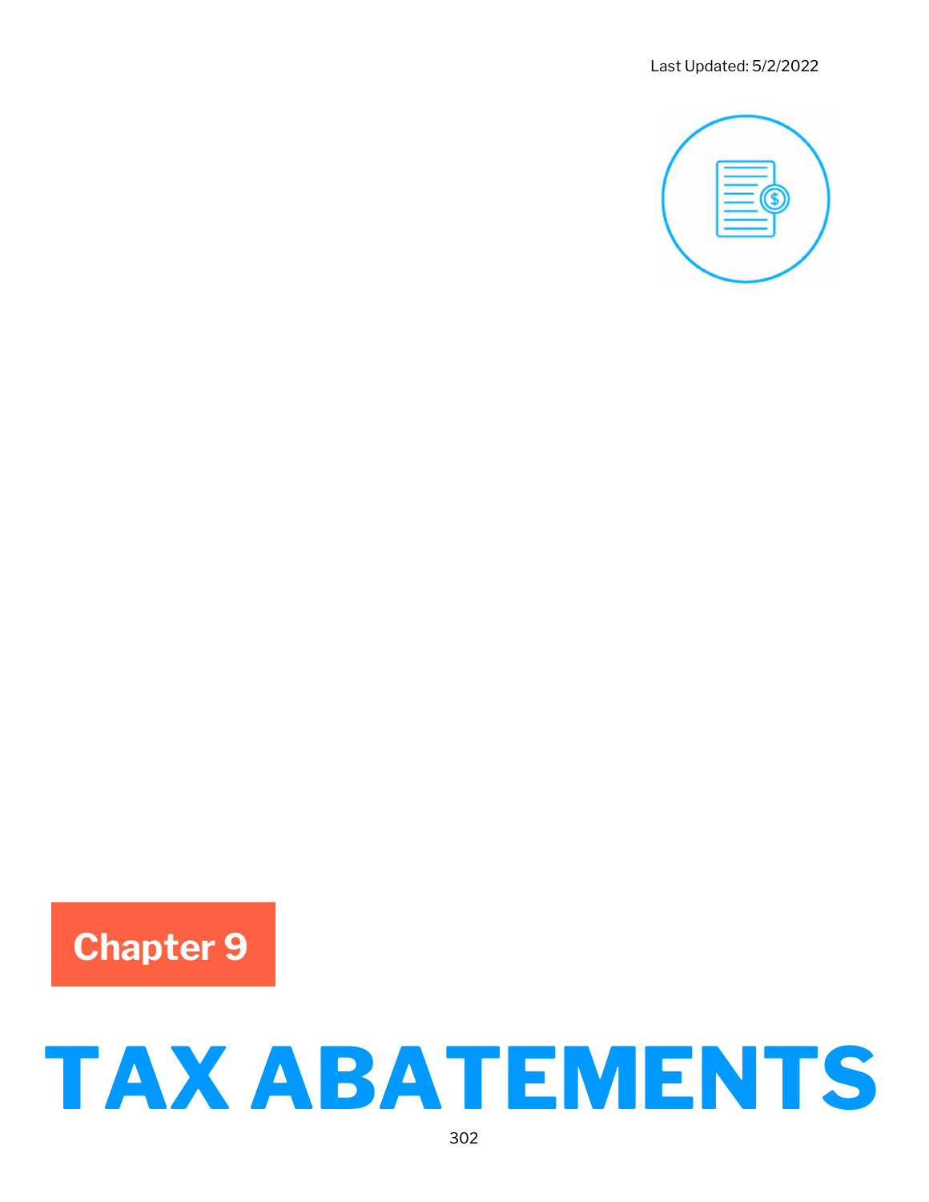Last Updated: 5/2/2022

Chapter 9

# TAX ABATEMENTS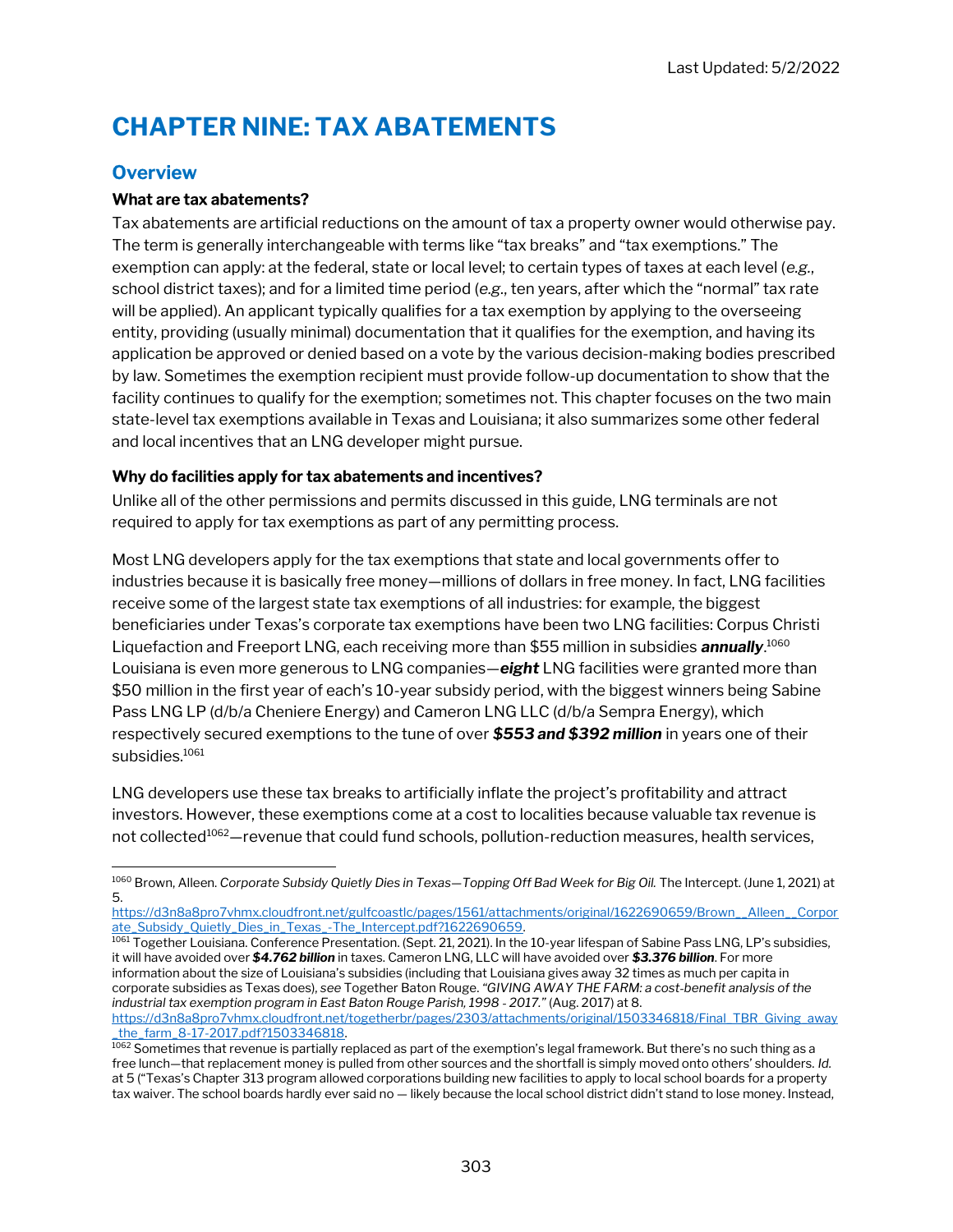# CHAPTER NINE: TAX ABATEMENTS

## Overview

**What are tax abatements?**

Tax abatements are artificial reductions on the amount of tax a property owner would otherwise pay. The term is generally interchangeable with terms like "tax breaks" and "tax exemptions." The exemption can apply: at the federal, state or local level; to certain types of taxes at each level (*e.g.*, school district taxes); and for a limited time period (*e.g.*, ten years, after which the "normal" tax rate will be applied). An applicant typically qualifies for a tax exemption by applying to the overseeing entity, providing (usually minimal) documentation that it qualifies for the exemption, and having its application be approved or denied based on a vote by the various decision-making bodies prescribed by law. Sometimes the exemption recipient must provide follow-up documentation to show that the facility continues to qualify for the exemption; sometimes not. This chapter focuses on the two main state-level tax exemptions available in Texas and Louisiana; it also summarizes some other federal and local incentives that an LNG developer might pursue.

**Why do facilities apply for tax abatements and incentives?**

Unlike all of the other permissions and permits discussed in this guide, LNG terminals are not required to apply for tax exemptions as part of any permitting process.

Most LNG developers apply for the tax exemptions that state and local governments offer to industries because it is basically free money—millions of dollars in free money. In fact, LNG facilities receive some of the largest state tax exemptions of all industries: for example, the biggest beneficiaries under Texas's corporate tax exemptions have been two LNG facilities: Corpus Christi Liquefaction and Freeport LNG, each receiving more than $55 million in subsidies ***annually***.[1060] Louisiana is even more generous to LNG companies—***eight*** LNG facilities were granted more than $50 million in the first year of each's 10-year subsidy period, with the biggest winners being Sabine Pass LNG LP (d/b/a Cheniere Energy) and Cameron LNG LLC (d/b/a Sempra Energy), which respectively secured exemptions to the tune of over ***$553 and $392 million*** in years one of their subsidies.[1061]

LNG developers use these tax breaks to artificially inflate the project's profitability and attract investors. However, these exemptions come at a cost to localities because valuable tax revenue is not collected[1062]—revenue that could fund schools, pollution-reduction measures, health services,

---

[1060] Brown, Alleen. *Corporate Subsidy Quietly Dies in Texas—Topping Off Bad Week for Big Oil.* The Intercept. (June 1, 2021) at 5. https://d3n8a8pro7vhmx.cloudfront.net/gulfcoastlc/pages/1561/attachments/original/1622690659/Brown__Alleen__Corporate_Subsidy_Quietly_Dies_in_Texas_-The_Intercept.pdf?1622690659.

[1061] Together Louisiana. Conference Presentation. (Sept. 21, 2021). In the 10-year lifespan of Sabine Pass LNG, LP's subsidies, it will have avoided over ***$4.762 billion*** in taxes. Cameron LNG, LLC will have avoided over ***$3.376 billion***. For more information about the size of Louisiana's subsidies (including that Louisiana gives away 32 times as much per capita in corporate subsidies as Texas does), *see* Together Baton Rouge. *"GIVING AWAY THE FARM: a cost-benefit analysis of the industrial tax exemption program in East Baton Rouge Parish, 1998 - 2017."* (Aug. 2017) at 8. https://d3n8a8pro7vhmx.cloudfront.net/togetherbr/pages/2303/attachments/original/1503346818/Final_TBR_Giving_away_the_farm_8-17-2017.pdf?1503346818.

[1062] Sometimes that revenue is partially replaced as part of the exemption's legal framework. But there's no such thing as a free lunch—that replacement money is pulled from other sources and the shortfall is simply moved onto others' shoulders. *Id.* at 5 ("Texas's Chapter 313 program allowed corporations building new facilities to apply to local school boards for a property tax waiver. The school boards hardly ever said no — likely because the local school district didn't stand to lose money. Instead,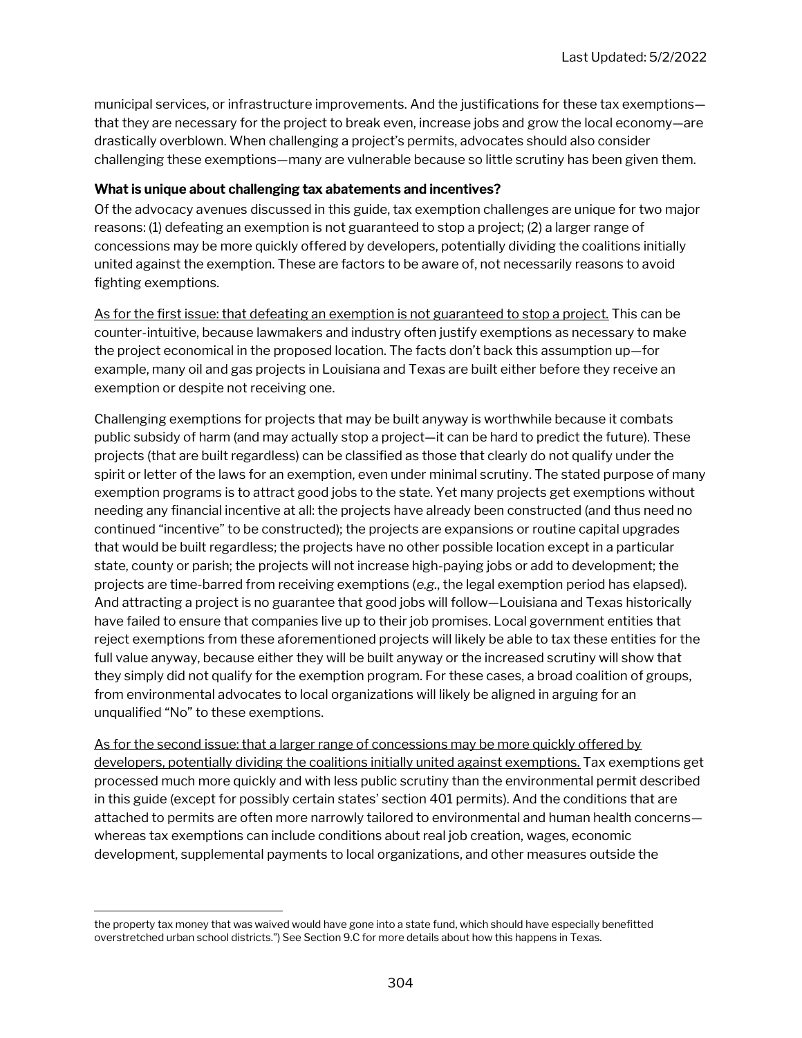municipal services, or infrastructure improvements. And the justifications for these tax exemptions—that they are necessary for the project to break even, increase jobs and grow the local economy—are drastically overblown. When challenging a project's permits, advocates should also consider challenging these exemptions—many are vulnerable because so little scrutiny has been given them.

**What is unique about challenging tax abatements and incentives?**

Of the advocacy avenues discussed in this guide, tax exemption challenges are unique for two major reasons: (1) defeating an exemption is not guaranteed to stop a project; (2) a larger range of concessions may be more quickly offered by developers, potentially dividing the coalitions initially united against the exemption. These are factors to be aware of, not necessarily reasons to avoid fighting exemptions.

<u>As for the first issue: that defeating an exemption is not guaranteed to stop a project.</u> This can be counter-intuitive, because lawmakers and industry often justify exemptions as necessary to make the project economical in the proposed location. The facts don't back this assumption up—for example, many oil and gas projects in Louisiana and Texas are built either before they receive an exemption or despite not receiving one.

Challenging exemptions for projects that may be built anyway is worthwhile because it combats public subsidy of harm (and may actually stop a project—it can be hard to predict the future). These projects (that are built regardless) can be classified as those that clearly do not qualify under the spirit or letter of the laws for an exemption, even under minimal scrutiny. The stated purpose of many exemption programs is to attract good jobs to the state. Yet many projects get exemptions without needing any financial incentive at all: the projects have already been constructed (and thus need no continued "incentive" to be constructed); the projects are expansions or routine capital upgrades that would be built regardless; the projects have no other possible location except in a particular state, county or parish; the projects will not increase high-paying jobs or add to development; the projects are time-barred from receiving exemptions (*e.g.*, the legal exemption period has elapsed). And attracting a project is no guarantee that good jobs will follow—Louisiana and Texas historically have failed to ensure that companies live up to their job promises. Local government entities that reject exemptions from these aforementioned projects will likely be able to tax these entities for the full value anyway, because either they will be built anyway or the increased scrutiny will show that they simply did not qualify for the exemption program. For these cases, a broad coalition of groups, from environmental advocates to local organizations will likely be aligned in arguing for an unqualified "No" to these exemptions.

<u>As for the second issue: that a larger range of concessions may be more quickly offered by developers, potentially dividing the coalitions initially united against exemptions.</u> Tax exemptions get processed much more quickly and with less public scrutiny than the environmental permit described in this guide (except for possibly certain states' section 401 permits). And the conditions that are attached to permits are often more narrowly tailored to environmental and human health concerns—whereas tax exemptions can include conditions about real job creation, wages, economic development, supplemental payments to local organizations, and other measures outside the

---

the property tax money that was waived would have gone into a state fund, which should have especially benefitted overstretched urban school districts.") See Section 9.C for more details about how this happens in Texas.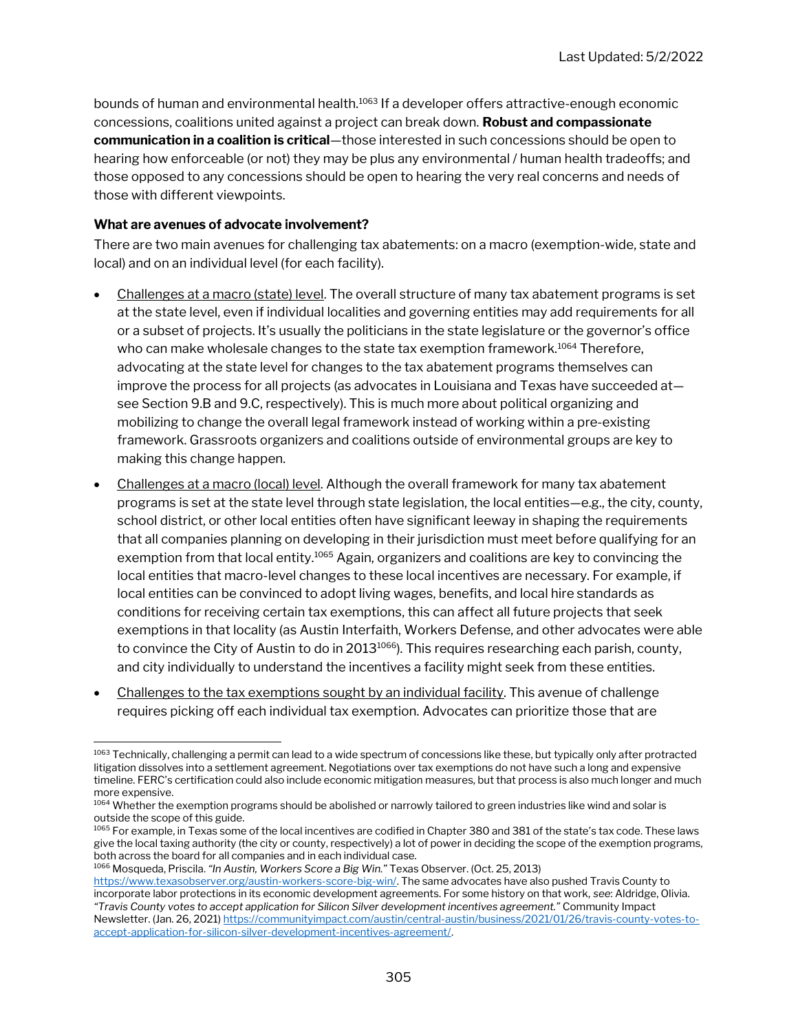bounds of human and environmental health.[1063] If a developer offers attractive-enough economic concessions, coalitions united against a project can break down. **Robust and compassionate communication in a coalition is critical**—those interested in such concessions should be open to hearing how enforceable (or not) they may be plus any environmental / human health tradeoffs; and those opposed to any concessions should be open to hearing the very real concerns and needs of those with different viewpoints.

**What are avenues of advocate involvement?**

There are two main avenues for challenging tax abatements: on a macro (exemption-wide, state and local) and on an individual level (for each facility).

- Challenges at a macro (state) level. The overall structure of many tax abatement programs is set at the state level, even if individual localities and governing entities may add requirements for all or a subset of projects. It's usually the politicians in the state legislature or the governor's office who can make wholesale changes to the state tax exemption framework.[1064] Therefore, advocating at the state level for changes to the tax abatement programs themselves can improve the process for all projects (as advocates in Louisiana and Texas have succeeded at—see Section 9.B and 9.C, respectively). This is much more about political organizing and mobilizing to change the overall legal framework instead of working within a pre-existing framework. Grassroots organizers and coalitions outside of environmental groups are key to making this change happen.
- Challenges at a macro (local) level. Although the overall framework for many tax abatement programs is set at the state level through state legislation, the local entities—e.g., the city, county, school district, or other local entities often have significant leeway in shaping the requirements that all companies planning on developing in their jurisdiction must meet before qualifying for an exemption from that local entity.[1065] Again, organizers and coalitions are key to convincing the local entities that macro-level changes to these local incentives are necessary. For example, if local entities can be convinced to adopt living wages, benefits, and local hire standards as conditions for receiving certain tax exemptions, this can affect all future projects that seek exemptions in that locality (as Austin Interfaith, Workers Defense, and other advocates were able to convince the City of Austin to do in 2013[1066]). This requires researching each parish, county, and city individually to understand the incentives a facility might seek from these entities.
- Challenges to the tax exemptions sought by an individual facility. This avenue of challenge requires picking off each individual tax exemption. Advocates can prioritize those that are

---

[1063] Technically, challenging a permit can lead to a wide spectrum of concessions like these, but typically only after protracted litigation dissolves into a settlement agreement. Negotiations over tax exemptions do not have such a long and expensive timeline. FERC's certification could also include economic mitigation measures, but that process is also much longer and much more expensive.

[1064] Whether the exemption programs should be abolished or narrowly tailored to green industries like wind and solar is outside the scope of this guide.

[1065] For example, in Texas some of the local incentives are codified in Chapter 380 and 381 of the state's tax code. These laws give the local taxing authority (the city or county, respectively) a lot of power in deciding the scope of the exemption programs, both across the board for all companies and in each individual case.

[1066] Mosqueda, Priscila. *"In Austin, Workers Score a Big Win."* Texas Observer. (Oct. 25, 2013) https://www.texasobserver.org/austin-workers-score-big-win/. The same advocates have also pushed Travis County to incorporate labor protections in its economic development agreements. For some history on that work, *see*: Aldridge, Olivia. *"Travis County votes to accept application for Silicon Silver development incentives agreement."* Community Impact Newsletter. (Jan. 26, 2021) https://communityimpact.com/austin/central-austin/business/2021/01/26/travis-county-votes-to-accept-application-for-silicon-silver-development-incentives-agreement/.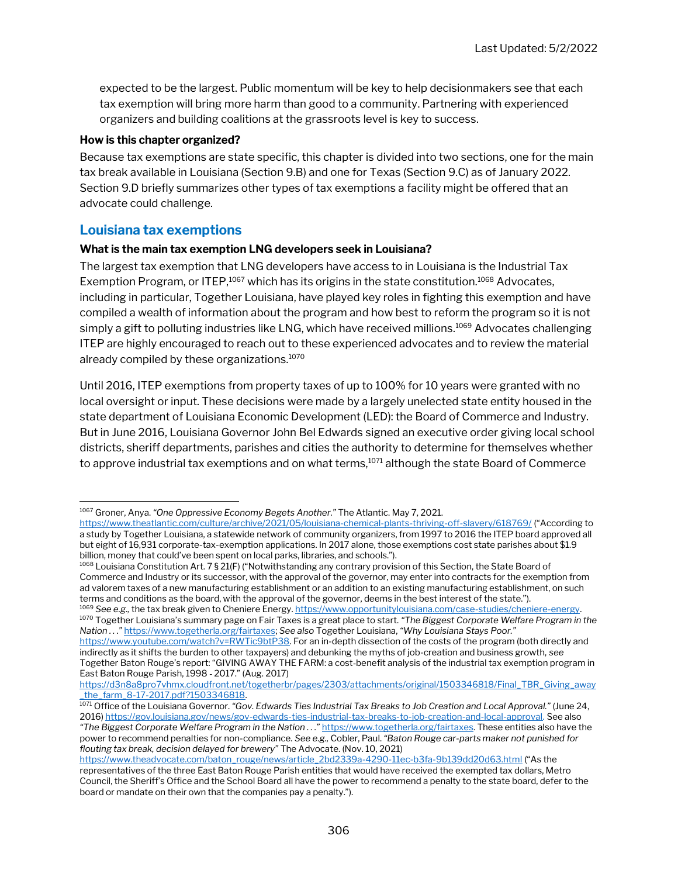expected to be the largest. Public momentum will be key to help decisionmakers see that each tax exemption will bring more harm than good to a community. Partnering with experienced organizers and building coalitions at the grassroots level is key to success.

**How is this chapter organized?**

Because tax exemptions are state specific, this chapter is divided into two sections, one for the main tax break available in Louisiana (Section 9.B) and one for Texas (Section 9.C) as of January 2022. Section 9.D briefly summarizes other types of tax exemptions a facility might be offered that an advocate could challenge.

## Louisiana tax exemptions

**What is the main tax exemption LNG developers seek in Louisiana?**

The largest tax exemption that LNG developers have access to in Louisiana is the Industrial Tax Exemption Program, or ITEP,[1067] which has its origins in the state constitution.[1068] Advocates, including in particular, Together Louisiana, have played key roles in fighting this exemption and have compiled a wealth of information about the program and how best to reform the program so it is not simply a gift to polluting industries like LNG, which have received millions.[1069] Advocates challenging ITEP are highly encouraged to reach out to these experienced advocates and to review the material already compiled by these organizations.[1070]

Until 2016, ITEP exemptions from property taxes of up to 100% for 10 years were granted with no local oversight or input. These decisions were made by a largely unelected state entity housed in the state department of Louisiana Economic Development (LED): the Board of Commerce and Industry. But in June 2016, Louisiana Governor John Bel Edwards signed an executive order giving local school districts, sheriff departments, parishes and cities the authority to determine for themselves whether to approve industrial tax exemptions and on what terms,[1071] although the state Board of Commerce

---

[1067] Groner, Anya. *"One Oppressive Economy Begets Another."* The Atlantic. May 7, 2021. https://www.theatlantic.com/culture/archive/2021/05/louisiana-chemical-plants-thriving-off-slavery/618769/ ("According to a study by Together Louisiana, a statewide network of community organizers, from 1997 to 2016 the ITEP board approved all but eight of 16,931 corporate-tax-exemption applications. In 2017 alone, those exemptions cost state parishes about $1.9 billion, money that could've been spent on local parks, libraries, and schools.").

[1068] Louisiana Constitution Art. 7 § 21(F) ("Notwithstanding any contrary provision of this Section, the State Board of Commerce and Industry or its successor, with the approval of the governor, may enter into contracts for the exemption from ad valorem taxes of a new manufacturing establishment or an addition to an existing manufacturing establishment, on such terms and conditions as the board, with the approval of the governor, deems in the best interest of the state.").

[1069] *See e.g.,* the tax break given to Cheniere Energy. https://www.opportunitylouisiana.com/case-studies/cheniere-energy.

[1070] Together Louisiana's summary page on Fair Taxes is a great place to start. *"The Biggest Corporate Welfare Program in the Nation . . ."* https://www.togetherla.org/fairtaxes; *See also* Together Louisiana, *"Why Louisiana Stays Poor."* https://www.youtube.com/watch?v=RWTic9btP38. For an in-depth dissection of the costs of the program (both directly and indirectly as it shifts the burden to other taxpayers) and debunking the myths of job-creation and business growth, *see* Together Baton Rouge's report: "GIVING AWAY THE FARM: a cost-benefit analysis of the industrial tax exemption program in East Baton Rouge Parish, 1998 - 2017." (Aug. 2017) https://d3n8a8pro7vhmx.cloudfront.net/togetherbr/pages/2303/attachments/original/1503346818/Final_TBR_Giving_away_the_farm_8-17-2017.pdf?1503346818.

[1071] Office of the Louisiana Governor. *"Gov. Edwards Ties Industrial Tax Breaks to Job Creation and Local Approval."* (June 24, 2016) https://gov.louisiana.gov/news/gov-edwards-ties-industrial-tax-breaks-to-job-creation-and-local-approval. See also *"The Biggest Corporate Welfare Program in the Nation . . ."* https://www.togetherla.org/fairtaxes. These entities also have the power to recommend penalties for non-compliance. *See e.g.,* Cobler, Paul. *"Baton Rouge car-parts maker not punished for flouting tax break, decision delayed for brewery"* The Advocate. (Nov. 10, 2021) https://www.theadvocate.com/baton_rouge/news/article_2bd2339a-4290-11ec-b3fa-9b139dd20d63.html ("As the representatives of the three East Baton Rouge Parish entities that would have received the exempted tax dollars, Metro Council, the Sheriff's Office and the School Board all have the power to recommend a penalty to the state board, defer to the board or mandate on their own that the companies pay a penalty.").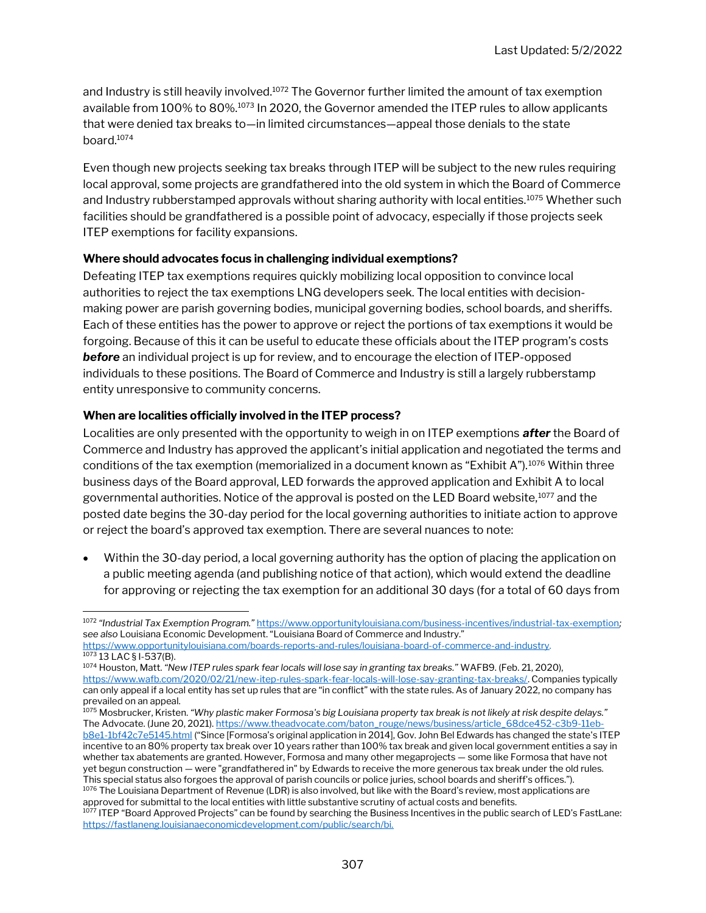and Industry is still heavily involved.[1072] The Governor further limited the amount of tax exemption available from 100% to 80%.[1073] In 2020, the Governor amended the ITEP rules to allow applicants that were denied tax breaks to—in limited circumstances—appeal those denials to the state board.[1074]

Even though new projects seeking tax breaks through ITEP will be subject to the new rules requiring local approval, some projects are grandfathered into the old system in which the Board of Commerce and Industry rubberstamped approvals without sharing authority with local entities.[1075] Whether such facilities should be grandfathered is a possible point of advocacy, especially if those projects seek ITEP exemptions for facility expansions.

**Where should advocates focus in challenging individual exemptions?**

Defeating ITEP tax exemptions requires quickly mobilizing local opposition to convince local authorities to reject the tax exemptions LNG developers seek. The local entities with decision-making power are parish governing bodies, municipal governing bodies, school boards, and sheriffs. Each of these entities has the power to approve or reject the portions of tax exemptions it would be forgoing. Because of this it can be useful to educate these officials about the ITEP program's costs ***before*** an individual project is up for review, and to encourage the election of ITEP-opposed individuals to these positions. The Board of Commerce and Industry is still a largely rubberstamp entity unresponsive to community concerns.

**When are localities officially involved in the ITEP process?**

Localities are only presented with the opportunity to weigh in on ITEP exemptions ***after*** the Board of Commerce and Industry has approved the applicant's initial application and negotiated the terms and conditions of the tax exemption (memorialized in a document known as "Exhibit A").[1076] Within three business days of the Board approval, LED forwards the approved application and Exhibit A to local governmental authorities. Notice of the approval is posted on the LED Board website,[1077] and the posted date begins the 30-day period for the local governing authorities to initiate action to approve or reject the board's approved tax exemption. There are several nuances to note:

- Within the 30-day period, a local governing authority has the option of placing the application on a public meeting agenda (and publishing notice of that action), which would extend the deadline for approving or rejecting the tax exemption for an additional 30 days (for a total of 60 days from

---

[1072] *"Industrial Tax Exemption Program."* https://www.opportunitylouisiana.com/business-incentives/industrial-tax-exemption; *see also* Louisiana Economic Development. "Louisiana Board of Commerce and Industry." https://www.opportunitylouisiana.com/boards-reports-and-rules/louisiana-board-of-commerce-and-industry.

[1073] 13 LAC § I-537(B).

[1074] Houston, Matt. *"New ITEP rules spark fear locals will lose say in granting tax breaks."* WAFB9. (Feb. 21, 2020), https://www.wafb.com/2020/02/21/new-itep-rules-spark-fear-locals-will-lose-say-granting-tax-breaks/. Companies typically can only appeal if a local entity has set up rules that are "in conflict" with the state rules. As of January 2022, no company has prevailed on an appeal.

[1075] Mosbrucker, Kristen. *"Why plastic maker Formosa's big Louisiana property tax break is not likely at risk despite delays."* The Advocate. (June 20, 2021). https://www.theadvocate.com/baton_rouge/news/business/article_68dce452-c3b9-11eb-b8e1-1bf42c7e5145.html ("Since [Formosa's original application in 2014], Gov. John Bel Edwards has changed the state's ITEP incentive to an 80% property tax break over 10 years rather than 100% tax break and given local government entities a say in whether tax abatements are granted. However, Formosa and many other megaprojects — some like Formosa that have not yet begun construction — were "grandfathered in" by Edwards to receive the more generous tax break under the old rules. This special status also forgoes the approval of parish councils or police juries, school boards and sheriff's offices.").

[1076] The Louisiana Department of Revenue (LDR) is also involved, but like with the Board's review, most applications are approved for submittal to the local entities with little substantive scrutiny of actual costs and benefits.

[1077] ITEP "Board Approved Projects" can be found by searching the Business Incentives in the public search of LED's FastLane: https://fastlaneng.louisianaeconomicdevelopment.com/public/search/bi.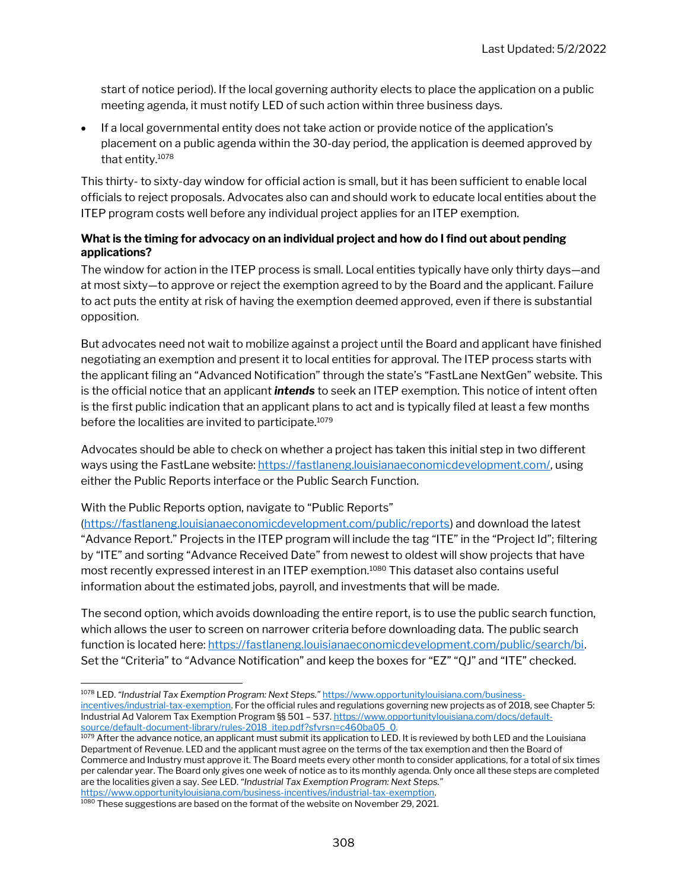start of notice period). If the local governing authority elects to place the application on a public meeting agenda, it must notify LED of such action within three business days.

- If a local governmental entity does not take action or provide notice of the application's placement on a public agenda within the 30-day period, the application is deemed approved by that entity.[1078]

This thirty- to sixty-day window for official action is small, but it has been sufficient to enable local officials to reject proposals. Advocates also can and should work to educate local entities about the ITEP program costs well before any individual project applies for an ITEP exemption.

**What is the timing for advocacy on an individual project and how do I find out about pending applications?**
The window for action in the ITEP process is small. Local entities typically have only thirty days—and at most sixty—to approve or reject the exemption agreed to by the Board and the applicant. Failure to act puts the entity at risk of having the exemption deemed approved, even if there is substantial opposition.

But advocates need not wait to mobilize against a project until the Board and applicant have finished negotiating an exemption and present it to local entities for approval. The ITEP process starts with the applicant filing an "Advanced Notification" through the state's "FastLane NextGen" website. This is the official notice that an applicant ***intends*** to seek an ITEP exemption. This notice of intent often is the first public indication that an applicant plans to act and is typically filed at least a few months before the localities are invited to participate.[1079]

Advocates should be able to check on whether a project has taken this initial step in two different ways using the FastLane website: https://fastlaneng.louisianaeconomicdevelopment.com/, using either the Public Reports interface or the Public Search Function.

With the Public Reports option, navigate to "Public Reports" (https://fastlaneng.louisianaeconomicdevelopment.com/public/reports) and download the latest "Advance Report." Projects in the ITEP program will include the tag "ITE" in the "Project Id"; filtering by "ITE" and sorting "Advance Received Date" from newest to oldest will show projects that have most recently expressed interest in an ITEP exemption.[1080] This dataset also contains useful information about the estimated jobs, payroll, and investments that will be made.

The second option, which avoids downloading the entire report, is to use the public search function, which allows the user to screen on narrower criteria before downloading data. The public search function is located here: https://fastlaneng.louisianaeconomicdevelopment.com/public/search/bi. Set the "Criteria" to "Advance Notification" and keep the boxes for "EZ" "QJ" and "ITE" checked.

---

[1078] LED. *"Industrial Tax Exemption Program: Next Steps."* https://www.opportunitylouisiana.com/business-incentives/industrial-tax-exemption. For the official rules and regulations governing new projects as of 2018, see Chapter 5: Industrial Ad Valorem Tax Exemption Program §§ 501 – 537. https://www.opportunitylouisiana.com/docs/default-source/default-document-library/rules-2018_itep.pdf?sfvrsn=c460ba05_0.

[1079] After the advance notice, an applicant must submit its application to LED. It is reviewed by both LED and the Louisiana Department of Revenue. LED and the applicant must agree on the terms of the tax exemption and then the Board of Commerce and Industry must approve it. The Board meets every other month to consider applications, for a total of six times per calendar year. The Board only gives one week of notice as to its monthly agenda. Only once all these steps are completed are the localities given a say. *See* LED. *"Industrial Tax Exemption Program: Next Steps."* https://www.opportunitylouisiana.com/business-incentives/industrial-tax-exemption.

[1080] These suggestions are based on the format of the website on November 29, 2021.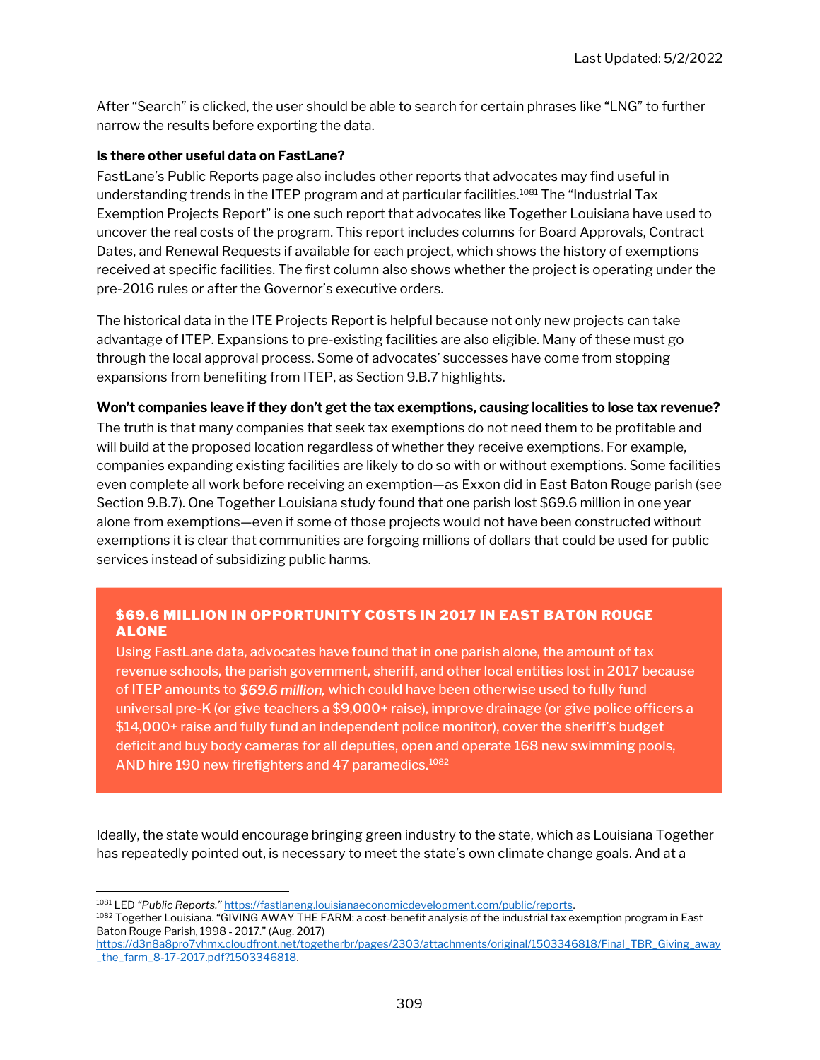After "Search" is clicked, the user should be able to search for certain phrases like "LNG" to further narrow the results before exporting the data.

**Is there other useful data on FastLane?**

FastLane's Public Reports page also includes other reports that advocates may find useful in understanding trends in the ITEP program and at particular facilities.[1081] The "Industrial Tax Exemption Projects Report" is one such report that advocates like Together Louisiana have used to uncover the real costs of the program. This report includes columns for Board Approvals, Contract Dates, and Renewal Requests if available for each project, which shows the history of exemptions received at specific facilities. The first column also shows whether the project is operating under the pre-2016 rules or after the Governor's executive orders.

The historical data in the ITE Projects Report is helpful because not only new projects can take advantage of ITEP. Expansions to pre-existing facilities are also eligible. Many of these must go through the local approval process. Some of advocates' successes have come from stopping expansions from benefiting from ITEP, as Section 9.B.7 highlights.

**Won't companies leave if they don't get the tax exemptions, causing localities to lose tax revenue?**

The truth is that many companies that seek tax exemptions do not need them to be profitable and will build at the proposed location regardless of whether they receive exemptions. For example, companies expanding existing facilities are likely to do so with or without exemptions. Some facilities even complete all work before receiving an exemption—as Exxon did in East Baton Rouge parish (see Section 9.B.7). One Together Louisiana study found that one parish lost $69.6 million in one year alone from exemptions—even if some of those projects would not have been constructed without exemptions it is clear that communities are forgoing millions of dollars that could be used for public services instead of subsidizing public harms.

**$69.6 MILLION IN OPPORTUNITY COSTS IN 2017 IN EAST BATON ROUGE ALONE**

Using FastLane data, advocates have found that in one parish alone, the amount of tax revenue schools, the parish government, sheriff, and other local entities lost in 2017 because of ITEP amounts to ***$69.6 million,*** which could have been otherwise used to fully fund universal pre-K (or give teachers a $9,000+ raise), improve drainage (or give police officers a $14,000+ raise and fully fund an independent police monitor), cover the sheriff's budget deficit and buy body cameras for all deputies, open and operate 168 new swimming pools, AND hire 190 new firefighters and 47 paramedics.[1082]

Ideally, the state would encourage bringing green industry to the state, which as Louisiana Together has repeatedly pointed out, is necessary to meet the state's own climate change goals. And at a

---

[1081] LED *"Public Reports."* https://fastlaneng.louisianaeconomicdevelopment.com/public/reports.

[1082] Together Louisiana. "GIVING AWAY THE FARM: a cost-benefit analysis of the industrial tax exemption program in East Baton Rouge Parish, 1998 - 2017." (Aug. 2017) https://d3n8a8pro7vhmx.cloudfront.net/togetherbr/pages/2303/attachments/original/1503346818/Final_TBR_Giving_away_the_farm_8-17-2017.pdf?1503346818.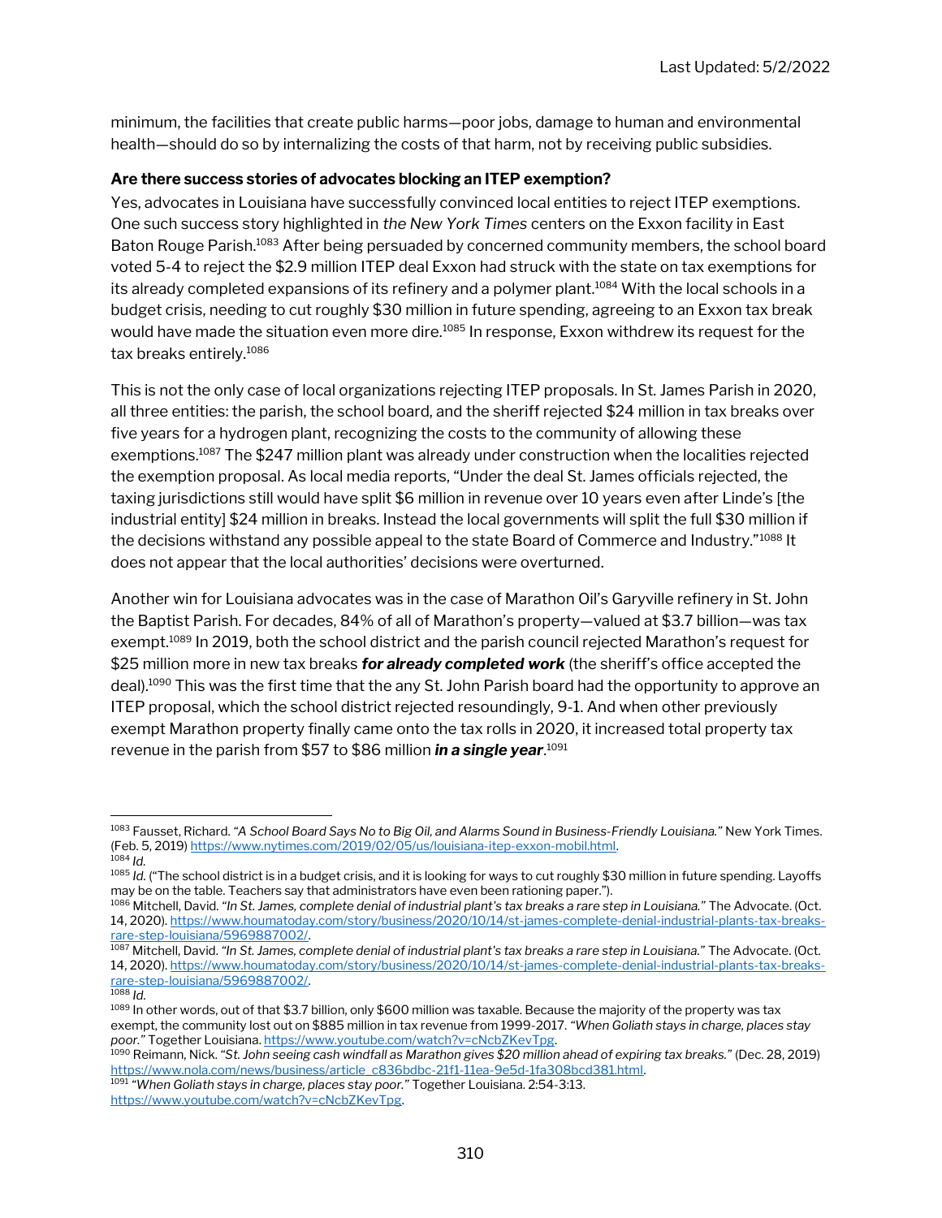minimum, the facilities that create public harms—poor jobs, damage to human and environmental health—should do so by internalizing the costs of that harm, not by receiving public subsidies.

**Are there success stories of advocates blocking an ITEP exemption?**

Yes, advocates in Louisiana have successfully convinced local entities to reject ITEP exemptions. One such success story highlighted in *the New York Times* centers on the Exxon facility in East Baton Rouge Parish.[1083] After being persuaded by concerned community members, the school board voted 5-4 to reject the $2.9 million ITEP deal Exxon had struck with the state on tax exemptions for its already completed expansions of its refinery and a polymer plant.[1084] With the local schools in a budget crisis, needing to cut roughly $30 million in future spending, agreeing to an Exxon tax break would have made the situation even more dire.[1085] In response, Exxon withdrew its request for the tax breaks entirely.[1086]

This is not the only case of local organizations rejecting ITEP proposals. In St. James Parish in 2020, all three entities: the parish, the school board, and the sheriff rejected $24 million in tax breaks over five years for a hydrogen plant, recognizing the costs to the community of allowing these exemptions.[1087] The $247 million plant was already under construction when the localities rejected the exemption proposal. As local media reports, "Under the deal St. James officials rejected, the taxing jurisdictions still would have split $6 million in revenue over 10 years even after Linde's [the industrial entity] $24 million in breaks. Instead the local governments will split the full $30 million if the decisions withstand any possible appeal to the state Board of Commerce and Industry."[1088] It does not appear that the local authorities' decisions were overturned.

Another win for Louisiana advocates was in the case of Marathon Oil's Garyville refinery in St. John the Baptist Parish. For decades, 84% of all of Marathon's property—valued at $3.7 billion—was tax exempt.[1089] In 2019, both the school district and the parish council rejected Marathon's request for $25 million more in new tax breaks ***for already completed work*** (the sheriff's office accepted the deal).[1090] This was the first time that the any St. John Parish board had the opportunity to approve an ITEP proposal, which the school district rejected resoundingly, 9-1. And when other previously exempt Marathon property finally came onto the tax rolls in 2020, it increased total property tax revenue in the parish from $57 to $86 million ***in a single year***.[1091]

---

[1083] Fausset, Richard. *"A School Board Says No to Big Oil, and Alarms Sound in Business-Friendly Louisiana."* New York Times. (Feb. 5, 2019) https://www.nytimes.com/2019/02/05/us/louisiana-itep-exxon-mobil.html.

[1084] *Id.*

[1085] *Id.* ("The school district is in a budget crisis, and it is looking for ways to cut roughly $30 million in future spending. Layoffs may be on the table. Teachers say that administrators have even been rationing paper.").

[1086] Mitchell, David. *"In St. James, complete denial of industrial plant's tax breaks a rare step in Louisiana."* The Advocate. (Oct. 14, 2020). https://www.houmatoday.com/story/business/2020/10/14/st-james-complete-denial-industrial-plants-tax-breaks-rare-step-louisiana/5969887002/.

[1087] Mitchell, David. *"In St. James, complete denial of industrial plant's tax breaks a rare step in Louisiana."* The Advocate. (Oct. 14, 2020). https://www.houmatoday.com/story/business/2020/10/14/st-james-complete-denial-industrial-plants-tax-breaks-rare-step-louisiana/5969887002/.

[1088] *Id.*

[1089] In other words, out of that $3.7 billion, only $600 million was taxable. Because the majority of the property was tax exempt, the community lost out on $885 million in tax revenue from 1999-2017. *"When Goliath stays in charge, places stay poor."* Together Louisiana. https://www.youtube.com/watch?v=cNcbZKevTpg.

[1090] Reimann, Nick. *"St. John seeing cash windfall as Marathon gives $20 million ahead of expiring tax breaks."* (Dec. 28, 2019) https://www.nola.com/news/business/article_c836bdbc-21f1-11ea-9e5d-1fa308bcd381.html.

[1091] *"When Goliath stays in charge, places stay poor."* Together Louisiana. 2:54-3:13. https://www.youtube.com/watch?v=cNcbZKevTpg.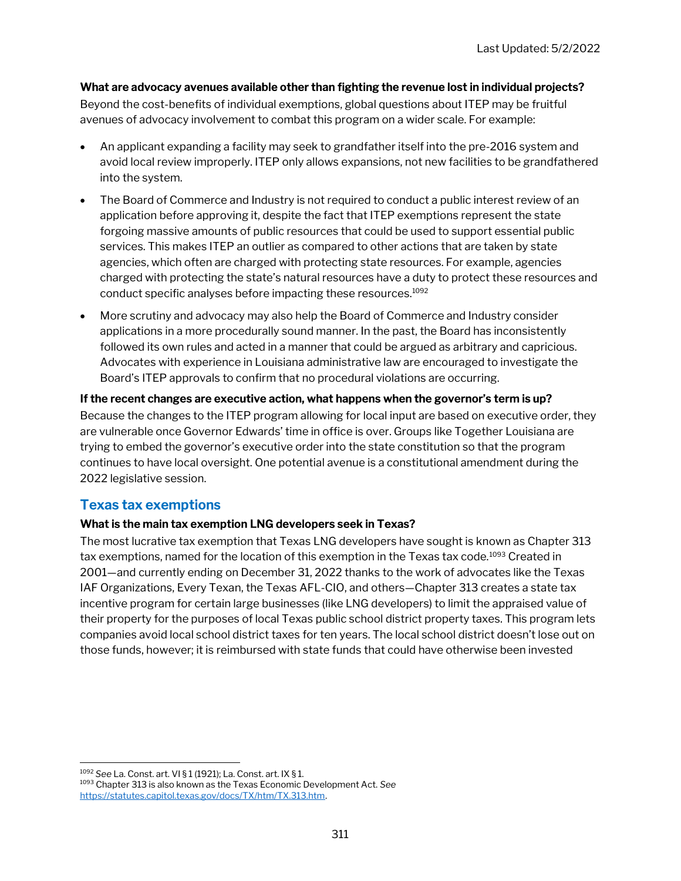**What are advocacy avenues available other than fighting the revenue lost in individual projects?**

Beyond the cost-benefits of individual exemptions, global questions about ITEP may be fruitful avenues of advocacy involvement to combat this program on a wider scale. For example:

- An applicant expanding a facility may seek to grandfather itself into the pre-2016 system and avoid local review improperly. ITEP only allows expansions, not new facilities to be grandfathered into the system.
- The Board of Commerce and Industry is not required to conduct a public interest review of an application before approving it, despite the fact that ITEP exemptions represent the state forgoing massive amounts of public resources that could be used to support essential public services. This makes ITEP an outlier as compared to other actions that are taken by state agencies, which often are charged with protecting state resources. For example, agencies charged with protecting the state's natural resources have a duty to protect these resources and conduct specific analyses before impacting these resources.[1092]
- More scrutiny and advocacy may also help the Board of Commerce and Industry consider applications in a more procedurally sound manner. In the past, the Board has inconsistently followed its own rules and acted in a manner that could be argued as arbitrary and capricious. Advocates with experience in Louisiana administrative law are encouraged to investigate the Board's ITEP approvals to confirm that no procedural violations are occurring.

**If the recent changes are executive action, what happens when the governor's term is up?**

Because the changes to the ITEP program allowing for local input are based on executive order, they are vulnerable once Governor Edwards' time in office is over. Groups like Together Louisiana are trying to embed the governor's executive order into the state constitution so that the program continues to have local oversight. One potential avenue is a constitutional amendment during the 2022 legislative session.

## Texas tax exemptions

**What is the main tax exemption LNG developers seek in Texas?**

The most lucrative tax exemption that Texas LNG developers have sought is known as Chapter 313 tax exemptions, named for the location of this exemption in the Texas tax code.[1093] Created in 2001—and currently ending on December 31, 2022 thanks to the work of advocates like the Texas IAF Organizations, Every Texan, the Texas AFL-CIO, and others—Chapter 313 creates a state tax incentive program for certain large businesses (like LNG developers) to limit the appraised value of their property for the purposes of local Texas public school district property taxes. This program lets companies avoid local school district taxes for ten years. The local school district doesn't lose out on those funds, however; it is reimbursed with state funds that could have otherwise been invested

---

[1092] *See* La. Const. art. VI § 1 (1921); La. Const. art. IX § 1.

[1093] Chapter 313 is also known as the Texas Economic Development Act. *See* https://statutes.capitol.texas.gov/docs/TX/htm/TX.313.htm.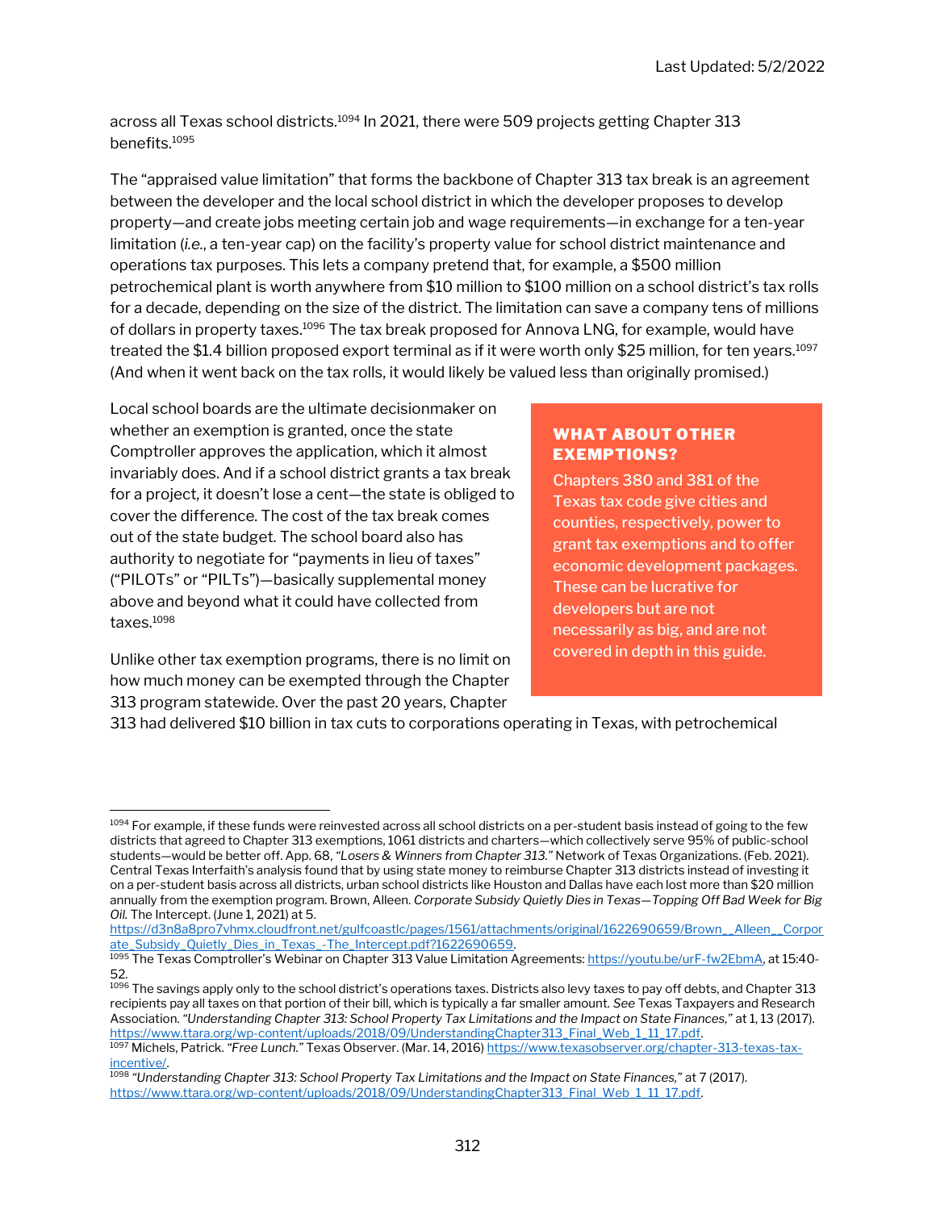across all Texas school districts.[1094] In 2021, there were 509 projects getting Chapter 313 benefits.[1095]

The "appraised value limitation" that forms the backbone of Chapter 313 tax break is an agreement between the developer and the local school district in which the developer proposes to develop property—and create jobs meeting certain job and wage requirements—in exchange for a ten-year limitation (*i.e.*, a ten-year cap) on the facility's property value for school district maintenance and operations tax purposes. This lets a company pretend that, for example, a $500 million petrochemical plant is worth anywhere from $10 million to $100 million on a school district's tax rolls for a decade, depending on the size of the district. The limitation can save a company tens of millions of dollars in property taxes.[1096] The tax break proposed for Annova LNG, for example, would have treated the $1.4 billion proposed export terminal as if it were worth only $25 million, for ten years.[1097] (And when it went back on the tax rolls, it would likely be valued less than originally promised.)

Local school boards are the ultimate decisionmaker on whether an exemption is granted, once the state Comptroller approves the application, which it almost invariably does. And if a school district grants a tax break for a project, it doesn't lose a cent—the state is obliged to cover the difference. The cost of the tax break comes out of the state budget. The school board also has authority to negotiate for "payments in lieu of taxes" ("PILOTs" or "PILTs")—basically supplemental money above and beyond what it could have collected from taxes.[1098]

> **WHAT ABOUT OTHER EXEMPTIONS?**
>
> Chapters 380 and 381 of the Texas tax code give cities and counties, respectively, power to grant tax exemptions and to offer economic development packages. These can be lucrative for developers but are not necessarily as big, and are not covered in depth in this guide.

Unlike other tax exemption programs, there is no limit on how much money can be exempted through the Chapter 313 program statewide. Over the past 20 years, Chapter 313 had delivered $10 billion in tax cuts to corporations operating in Texas, with petrochemical

---

[1094] For example, if these funds were reinvested across all school districts on a per-student basis instead of going to the few districts that agreed to Chapter 313 exemptions, 1061 districts and charters—which collectively serve 95% of public-school students—would be better off. App. 68, *"Losers & Winners from Chapter 313."* Network of Texas Organizations. (Feb. 2021). Central Texas Interfaith's analysis found that by using state money to reimburse Chapter 313 districts instead of investing it on a per-student basis across all districts, urban school districts like Houston and Dallas have each lost more than $20 million annually from the exemption program. Brown, Alleen. *Corporate Subsidy Quietly Dies in Texas—Topping Off Bad Week for Big Oil.* The Intercept. (June 1, 2021) at 5. https://d3n8a8pro7vhmx.cloudfront.net/gulfcoastlc/pages/1561/attachments/original/1622690659/Brown__Alleen__Corporate_Subsidy_Quietly_Dies_in_Texas_-The_Intercept.pdf?1622690659.

[1095] The Texas Comptroller's Webinar on Chapter 313 Value Limitation Agreements: https://youtu.be/urF-fw2EbmA, at 15:40-52.

[1096] The savings apply only to the school district's operations taxes. Districts also levy taxes to pay off debts, and Chapter 313 recipients pay all taxes on that portion of their bill, which is typically a far smaller amount. *See* Texas Taxpayers and Research Association. *"Understanding Chapter 313: School Property Tax Limitations and the Impact on State Finances,"* at 1, 13 (2017). https://www.ttara.org/wp-content/uploads/2018/09/UnderstandingChapter313_Final_Web_1_11_17.pdf.

[1097] Michels, Patrick. *"Free Lunch."* Texas Observer. (Mar. 14, 2016) https://www.texasobserver.org/chapter-313-texas-tax-incentive/.

[1098] *"Understanding Chapter 313: School Property Tax Limitations and the Impact on State Finances,"* at 7 (2017). https://www.ttara.org/wp-content/uploads/2018/09/UnderstandingChapter313_Final_Web_1_11_17.pdf.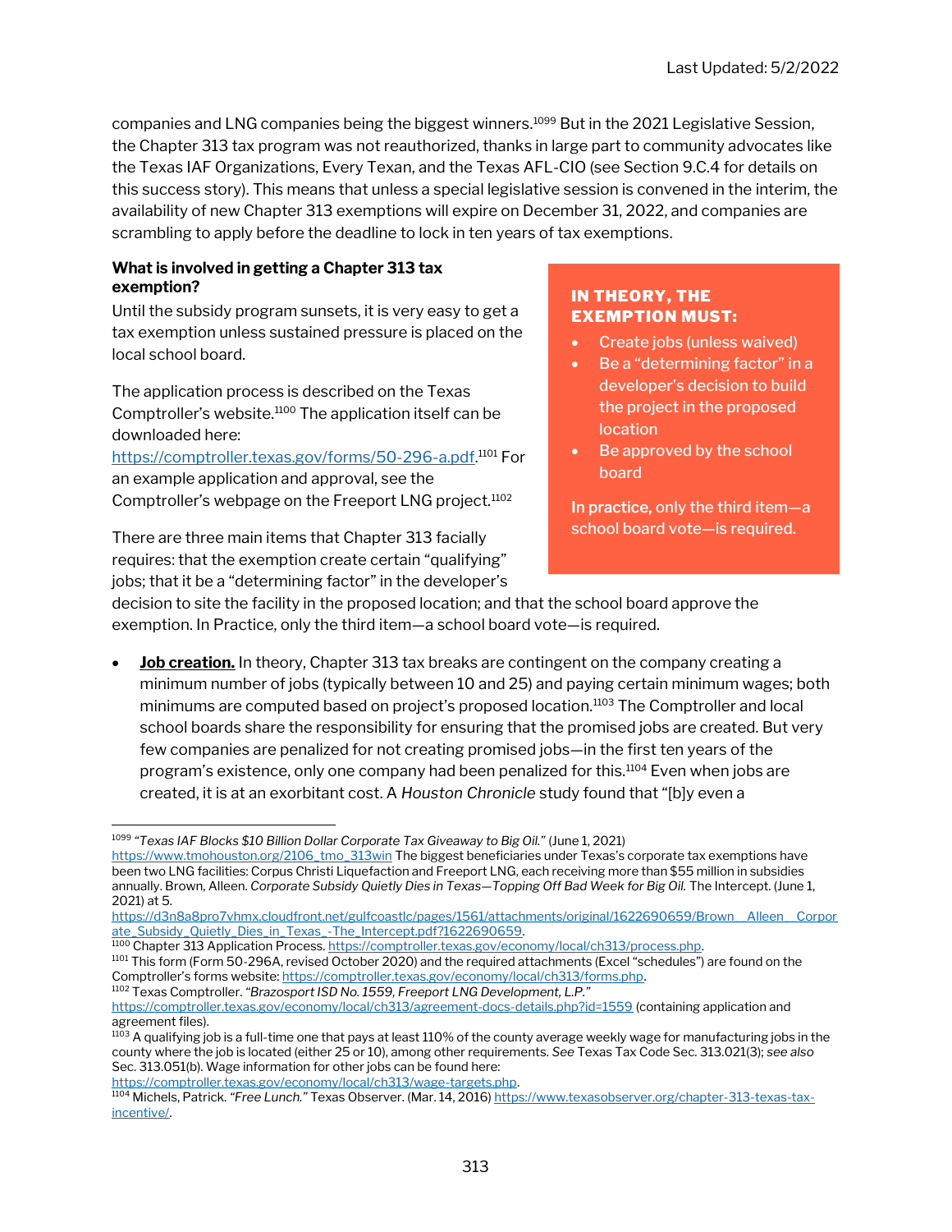companies and LNG companies being the biggest winners.[1099] But in the 2021 Legislative Session, the Chapter 313 tax program was not reauthorized, thanks in large part to community advocates like the Texas IAF Organizations, Every Texan, and the Texas AFL-CIO (see Section 9.C.4 for details on this success story). This means that unless a special legislative session is convened in the interim, the availability of new Chapter 313 exemptions will expire on December 31, 2022, and companies are scrambling to apply before the deadline to lock in ten years of tax exemptions.

**What is involved in getting a Chapter 313 tax exemption?**

Until the subsidy program sunsets, it is very easy to get a tax exemption unless sustained pressure is placed on the local school board.

The application process is described on the Texas Comptroller's website.[1100] The application itself can be downloaded here: https://comptroller.texas.gov/forms/50-296-a.pdf.[1101] For an example application and approval, see the Comptroller's webpage on the Freeport LNG project.[1102]

> **IN THEORY, THE EXEMPTION MUST:**
>
> - Create jobs (unless waived)
> - Be a "determining factor" in a developer's decision to build the project in the proposed location
> - Be approved by the school board
>
> In practice, only the third item—a school board vote—is required.

There are three main items that Chapter 313 facially requires: that the exemption create certain "qualifying" jobs; that it be a "determining factor" in the developer's decision to site the facility in the proposed location; and that the school board approve the exemption. In Practice, only the third item—a school board vote—is required.

- **Job creation.** In theory, Chapter 313 tax breaks are contingent on the company creating a minimum number of jobs (typically between 10 and 25) and paying certain minimum wages; both minimums are computed based on project's proposed location.[1103] The Comptroller and local school boards share the responsibility for ensuring that the promised jobs are created. But very few companies are penalized for not creating promised jobs—in the first ten years of the program's existence, only one company had been penalized for this.[1104] Even when jobs are created, it is at an exorbitant cost. A *Houston Chronicle* study found that "[b]y even a

---

[1099] *"Texas IAF Blocks $10 Billion Dollar Corporate Tax Giveaway to Big Oil."* (June 1, 2021) https://www.tmohouston.org/2106_tmo_313win The biggest beneficiaries under Texas's corporate tax exemptions have been two LNG facilities: Corpus Christi Liquefaction and Freeport LNG, each receiving more than $55 million in subsidies annually. Brown, Alleen. *Corporate Subsidy Quietly Dies in Texas—Topping Off Bad Week for Big Oil.* The Intercept. (June 1, 2021) at 5. https://d3n8a8pro7vhmx.cloudfront.net/gulfcoastlc/pages/1561/attachments/original/1622690659/Brown__Alleen__Corporate_Subsidy_Quietly_Dies_in_Texas_-The_Intercept.pdf?1622690659.

[1100] Chapter 313 Application Process. https://comptroller.texas.gov/economy/local/ch313/process.php.

[1101] This form (Form 50-296A, revised October 2020) and the required attachments (Excel "schedules") are found on the Comptroller's forms website: https://comptroller.texas.gov/economy/local/ch313/forms.php.

[1102] Texas Comptroller. *"Brazosport ISD No. 1559, Freeport LNG Development, L.P."* https://comptroller.texas.gov/economy/local/ch313/agreement-docs-details.php?id=1559 (containing application and agreement files).

[1103] A qualifying job is a full-time one that pays at least 110% of the county average weekly wage for manufacturing jobs in the county where the job is located (either 25 or 10), among other requirements. *See* Texas Tax Code Sec. 313.021(3); *see also* Sec. 313.051(b). Wage information for other jobs can be found here: https://comptroller.texas.gov/economy/local/ch313/wage-targets.php.

[1104] Michels, Patrick. *"Free Lunch."* Texas Observer. (Mar. 14, 2016) https://www.texasobserver.org/chapter-313-texas-tax-incentive/.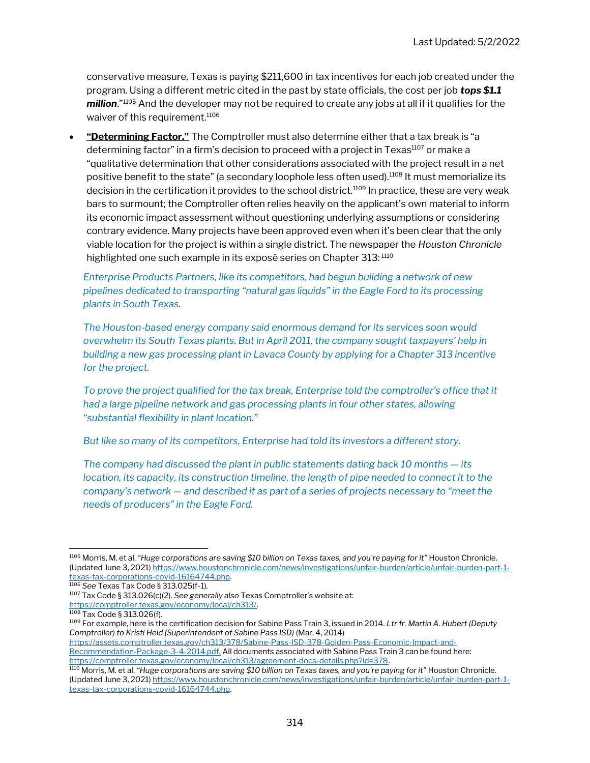conservative measure, Texas is paying $211,600 in tax incentives for each job created under the program. Using a different metric cited in the past by state officials, the cost per job ***tops $1.1 million***."[1105] And the developer may not be required to create any jobs at all if it qualifies for the waiver of this requirement.[1106]

- **"Determining Factor."** The Comptroller must also determine either that a tax break is "a determining factor" in a firm's decision to proceed with a project in Texas[1107] or make a "qualitative determination that other considerations associated with the project result in a net positive benefit to the state" (a secondary loophole less often used).[1108] It must memorialize its decision in the certification it provides to the school district.[1109] In practice, these are very weak bars to surmount; the Comptroller often relies heavily on the applicant's own material to inform its economic impact assessment without questioning underlying assumptions or considering contrary evidence. Many projects have been approved even when it's been clear that the only viable location for the project is within a single district. The newspaper the *Houston Chronicle* highlighted one such example in its exposé series on Chapter 313: [1110]

*Enterprise Products Partners, like its competitors, had begun building a network of new pipelines dedicated to transporting "natural gas liquids" in the Eagle Ford to its processing plants in South Texas.*

*The Houston-based energy company said enormous demand for its services soon would overwhelm its South Texas plants. But in April 2011, the company sought taxpayers' help in building a new gas processing plant in Lavaca County by applying for a Chapter 313 incentive for the project.*

*To prove the project qualified for the tax break, Enterprise told the comptroller's office that it had a large pipeline network and gas processing plants in four other states, allowing "substantial flexibility in plant location."*

*But like so many of its competitors, Enterprise had told its investors a different story.*

*The company had discussed the plant in public statements dating back 10 months — its location, its capacity, its construction timeline, the length of pipe needed to connect it to the company's network — and described it as part of a series of projects necessary to "meet the needs of producers" in the Eagle Ford.*

---

[1105] Morris, M. et al. *"Huge corporations are saving $10 billion on Texas taxes, and you're paying for it"* Houston Chronicle. (Updated June 3, 2021) https://www.houstonchronicle.com/news/investigations/unfair-burden/article/unfair-burden-part-1-texas-tax-corporations-covid-16164744.php.

[1106] *See* Texas Tax Code § 313.025(f-1).

[1107] Tax Code § 313.026(c)(2). *See generally also* Texas Comptroller's website at: https://comptroller.texas.gov/economy/local/ch313/.

[1108] Tax Code § 313.026(f).

[1109] For example, here is the certification decision for Sabine Pass Train 3, issued in 2014. *Ltr fr. Martin A. Hubert (Deputy Comptroller) to Kristi Heid (Superintendent of Sabine Pass ISD)* (Mar. 4, 2014) https://assets.comptroller.texas.gov/ch313/378/Sabine-Pass-ISD-378-Golden-Pass-Economic-Impact-and-Recommendation-Package-3-4-2014.pdf. All documents associated with Sabine Pass Train 3 can be found here: https://comptroller.texas.gov/economy/local/ch313/agreement-docs-details.php?id=378.

[1110] Morris, M. et al. *"Huge corporations are saving $10 billion on Texas taxes, and you're paying for it"* Houston Chronicle. (Updated June 3, 2021) https://www.houstonchronicle.com/news/investigations/unfair-burden/article/unfair-burden-part-1-texas-tax-corporations-covid-16164744.php.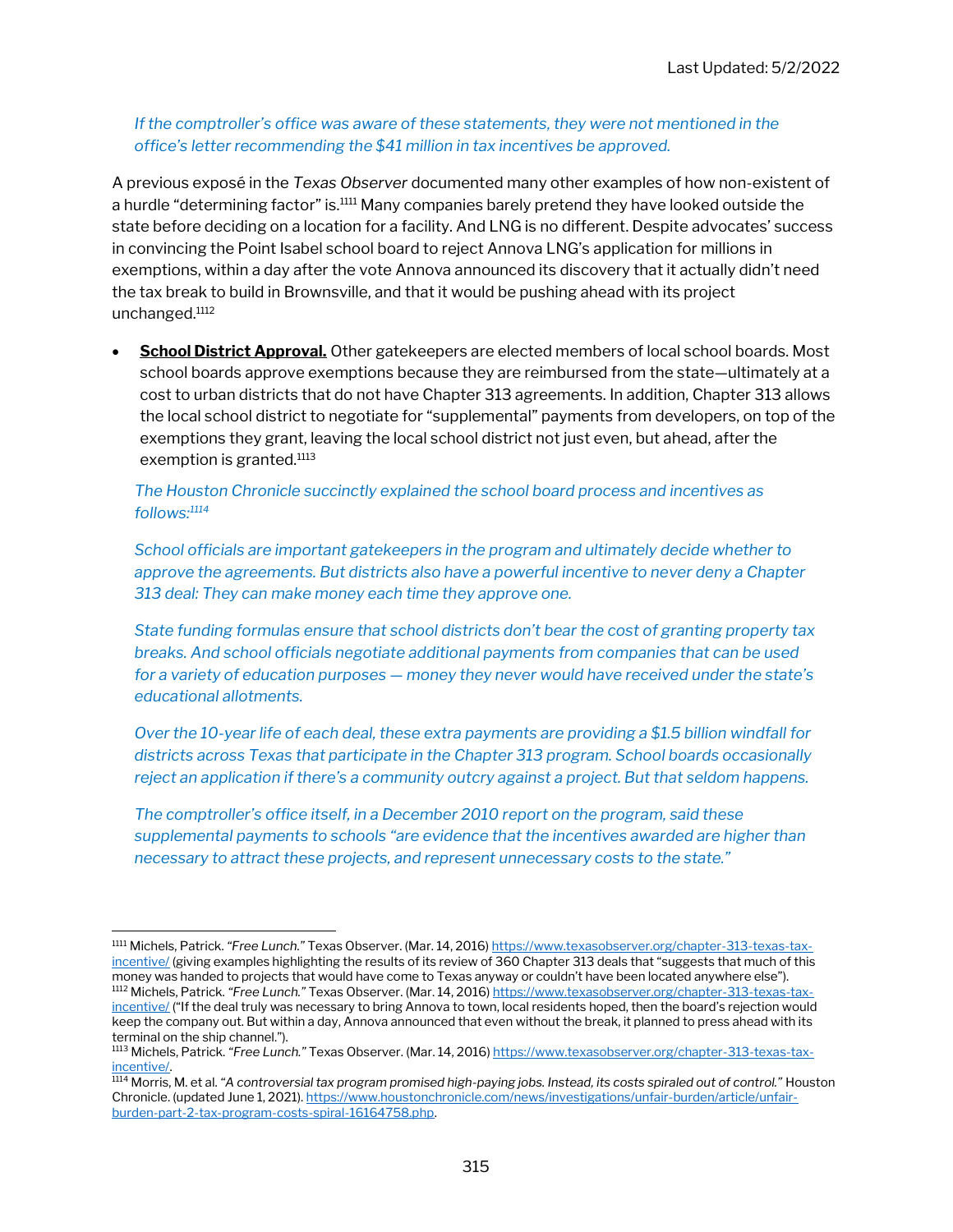*If the comptroller's office was aware of these statements, they were not mentioned in the office's letter recommending the $41 million in tax incentives be approved.*

A previous exposé in the *Texas Observer* documented many other examples of how non-existent of a hurdle "determining factor" is.[1111] Many companies barely pretend they have looked outside the state before deciding on a location for a facility. And LNG is no different. Despite advocates' success in convincing the Point Isabel school board to reject Annova LNG's application for millions in exemptions, within a day after the vote Annova announced its discovery that it actually didn't need the tax break to build in Brownsville, and that it would be pushing ahead with its project unchanged.[1112]

- **School District Approval.** Other gatekeepers are elected members of local school boards. Most school boards approve exemptions because they are reimbursed from the state—ultimately at a cost to urban districts that do not have Chapter 313 agreements. In addition, Chapter 313 allows the local school district to negotiate for "supplemental" payments from developers, on top of the exemptions they grant, leaving the local school district not just even, but ahead, after the exemption is granted.[1113]

  *The Houston Chronicle succinctly explained the school board process and incentives as follows:[1114]*

  *School officials are important gatekeepers in the program and ultimately decide whether to approve the agreements. But districts also have a powerful incentive to never deny a Chapter 313 deal: They can make money each time they approve one.*

  *State funding formulas ensure that school districts don't bear the cost of granting property tax breaks. And school officials negotiate additional payments from companies that can be used for a variety of education purposes — money they never would have received under the state's educational allotments.*

  *Over the 10-year life of each deal, these extra payments are providing a $1.5 billion windfall for districts across Texas that participate in the Chapter 313 program. School boards occasionally reject an application if there's a community outcry against a project. But that seldom happens.*

  *The comptroller's office itself, in a December 2010 report on the program, said these supplemental payments to schools "are evidence that the incentives awarded are higher than necessary to attract these projects, and represent unnecessary costs to the state."*

---

[1111] Michels, Patrick. *"Free Lunch."* Texas Observer. (Mar. 14, 2016) https://www.texasobserver.org/chapter-313-texas-tax-incentive/ (giving examples highlighting the results of its review of 360 Chapter 313 deals that "suggests that much of this money was handed to projects that would have come to Texas anyway or couldn't have been located anywhere else").

[1112] Michels, Patrick. *"Free Lunch."* Texas Observer. (Mar. 14, 2016) https://www.texasobserver.org/chapter-313-texas-tax-incentive/ ("If the deal truly was necessary to bring Annova to town, local residents hoped, then the board's rejection would keep the company out. But within a day, Annova announced that even without the break, it planned to press ahead with its terminal on the ship channel.").

[1113] Michels, Patrick. *"Free Lunch."* Texas Observer. (Mar. 14, 2016) https://www.texasobserver.org/chapter-313-texas-tax-incentive/.

[1114] Morris, M. et al. *"A controversial tax program promised high-paying jobs. Instead, its costs spiraled out of control."* Houston Chronicle. (updated June 1, 2021). https://www.houstonchronicle.com/news/investigations/unfair-burden/article/unfair-burden-part-2-tax-program-costs-spiral-16164758.php.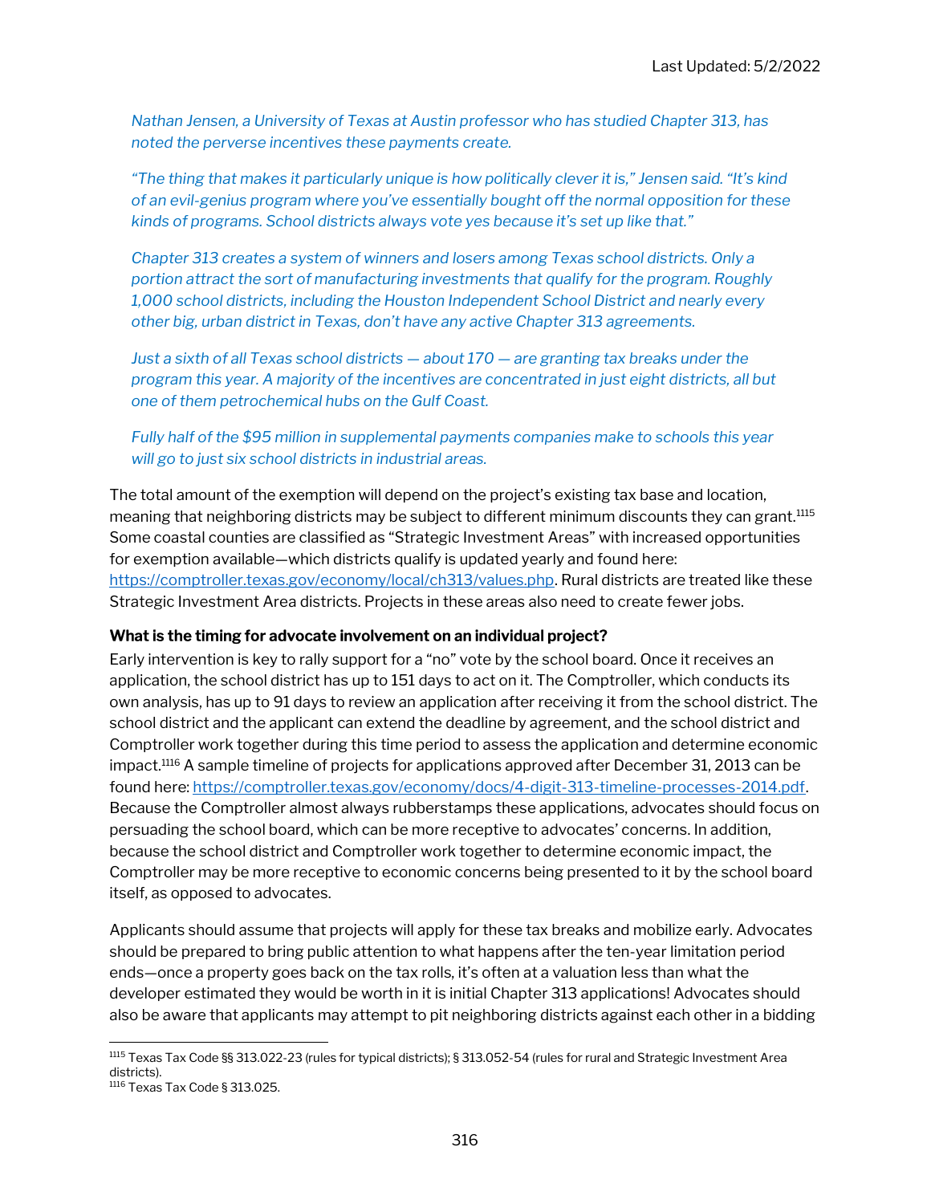*Nathan Jensen, a University of Texas at Austin professor who has studied Chapter 313, has noted the perverse incentives these payments create.*

*"The thing that makes it particularly unique is how politically clever it is," Jensen said. "It's kind of an evil-genius program where you've essentially bought off the normal opposition for these kinds of programs. School districts always vote yes because it's set up like that."*

*Chapter 313 creates a system of winners and losers among Texas school districts. Only a portion attract the sort of manufacturing investments that qualify for the program. Roughly 1,000 school districts, including the Houston Independent School District and nearly every other big, urban district in Texas, don't have any active Chapter 313 agreements.*

*Just a sixth of all Texas school districts — about 170 — are granting tax breaks under the program this year. A majority of the incentives are concentrated in just eight districts, all but one of them petrochemical hubs on the Gulf Coast.*

*Fully half of the $95 million in supplemental payments companies make to schools this year will go to just six school districts in industrial areas.*

The total amount of the exemption will depend on the project's existing tax base and location, meaning that neighboring districts may be subject to different minimum discounts they can grant.[1115] Some coastal counties are classified as "Strategic Investment Areas" with increased opportunities for exemption available—which districts qualify is updated yearly and found here: https://comptroller.texas.gov/economy/local/ch313/values.php. Rural districts are treated like these Strategic Investment Area districts. Projects in these areas also need to create fewer jobs.

**What is the timing for advocate involvement on an individual project?**

Early intervention is key to rally support for a "no" vote by the school board. Once it receives an application, the school district has up to 151 days to act on it. The Comptroller, which conducts its own analysis, has up to 91 days to review an application after receiving it from the school district. The school district and the applicant can extend the deadline by agreement, and the school district and Comptroller work together during this time period to assess the application and determine economic impact.[1116] A sample timeline of projects for applications approved after December 31, 2013 can be found here: https://comptroller.texas.gov/economy/docs/4-digit-313-timeline-processes-2014.pdf. Because the Comptroller almost always rubberstamps these applications, advocates should focus on persuading the school board, which can be more receptive to advocates' concerns. In addition, because the school district and Comptroller work together to determine economic impact, the Comptroller may be more receptive to economic concerns being presented to it by the school board itself, as opposed to advocates.

Applicants should assume that projects will apply for these tax breaks and mobilize early. Advocates should be prepared to bring public attention to what happens after the ten-year limitation period ends—once a property goes back on the tax rolls, it's often at a valuation less than what the developer estimated they would be worth in it is initial Chapter 313 applications! Advocates should also be aware that applicants may attempt to pit neighboring districts against each other in a bidding

[1115] Texas Tax Code §§ 313.022-23 (rules for typical districts); § 313.052-54 (rules for rural and Strategic Investment Area districts).

[1116] Texas Tax Code § 313.025.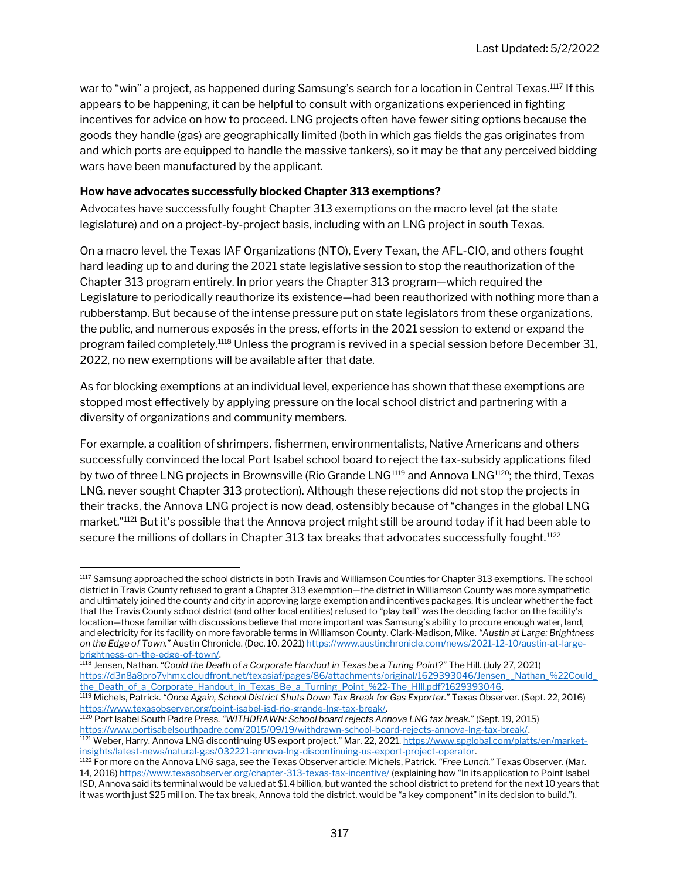war to "win" a project, as happened during Samsung's search for a location in Central Texas.[1117] If this appears to be happening, it can be helpful to consult with organizations experienced in fighting incentives for advice on how to proceed. LNG projects often have fewer siting options because the goods they handle (gas) are geographically limited (both in which gas fields the gas originates from and which ports are equipped to handle the massive tankers), so it may be that any perceived bidding wars have been manufactured by the applicant.

**How have advocates successfully blocked Chapter 313 exemptions?**

Advocates have successfully fought Chapter 313 exemptions on the macro level (at the state legislature) and on a project-by-project basis, including with an LNG project in south Texas.

On a macro level, the Texas IAF Organizations (NTO), Every Texan, the AFL-CIO, and others fought hard leading up to and during the 2021 state legislative session to stop the reauthorization of the Chapter 313 program entirely. In prior years the Chapter 313 program—which required the Legislature to periodically reauthorize its existence—had been reauthorized with nothing more than a rubberstamp. But because of the intense pressure put on state legislators from these organizations, the public, and numerous exposés in the press, efforts in the 2021 session to extend or expand the program failed completely.[1118] Unless the program is revived in a special session before December 31, 2022, no new exemptions will be available after that date.

As for blocking exemptions at an individual level, experience has shown that these exemptions are stopped most effectively by applying pressure on the local school district and partnering with a diversity of organizations and community members.

For example, a coalition of shrimpers, fishermen, environmentalists, Native Americans and others successfully convinced the local Port Isabel school board to reject the tax-subsidy applications filed by two of three LNG projects in Brownsville (Rio Grande LNG[1119] and Annova LNG[1120]; the third, Texas LNG, never sought Chapter 313 protection). Although these rejections did not stop the projects in their tracks, the Annova LNG project is now dead, ostensibly because of "changes in the global LNG market."[1121] But it's possible that the Annova project might still be around today if it had been able to secure the millions of dollars in Chapter 313 tax breaks that advocates successfully fought.[1122]

---

[1117] Samsung approached the school districts in both Travis and Williamson Counties for Chapter 313 exemptions. The school district in Travis County refused to grant a Chapter 313 exemption—the district in Williamson County was more sympathetic and ultimately joined the county and city in approving large exemption and incentives packages. It is unclear whether the fact that the Travis County school district (and other local entities) refused to "play ball" was the deciding factor on the facility's location—those familiar with discussions believe that more important was Samsung's ability to procure enough water, land, and electricity for its facility on more favorable terms in Williamson County. Clark-Madison, Mike. *"Austin at Large: Brightness on the Edge of Town."* Austin Chronicle. (Dec. 10, 2021) https://www.austinchronicle.com/news/2021-12-10/austin-at-large-brightness-on-the-edge-of-town/.

[1118] Jensen, Nathan. *"Could the Death of a Corporate Handout in Texas be a Turing Point?"* The Hill. (July 27, 2021) https://d3n8a8pro7vhmx.cloudfront.net/texasiaf/pages/86/attachments/original/1629393046/Jensen__Nathan_%22Could_the_Death_of_a_Corporate_Handout_in_Texas_Be_a_Turning_Point_%22-The_HIll.pdf?1629393046.

[1119] Michels, Patrick. *"Once Again, School District Shuts Down Tax Break for Gas Exporter."* Texas Observer. (Sept. 22, 2016) https://www.texasobserver.org/point-isabel-isd-rio-grande-lng-tax-break/.

[1120] Port Isabel South Padre Press. *"WITHDRAWN: School board rejects Annova LNG tax break."* (Sept. 19, 2015) https://www.portisabelsouthpadre.com/2015/09/19/withdrawn-school-board-rejects-annova-lng-tax-break/.

[1121] Weber, Harry. Annova LNG discontinuing US export project." Mar. 22, 2021. https://www.spglobal.com/platts/en/market-insights/latest-news/natural-gas/032221-annova-lng-discontinuing-us-export-project-operator.

[1122] For more on the Annova LNG saga, see the Texas Observer article: Michels, Patrick. *"Free Lunch."* Texas Observer. (Mar. 14, 2016) https://www.texasobserver.org/chapter-313-texas-tax-incentive/ (explaining how "In its application to Point Isabel ISD, Annova said its terminal would be valued at $1.4 billion, but wanted the school district to pretend for the next 10 years that it was worth just $25 million. The tax break, Annova told the district, would be "a key component" in its decision to build.").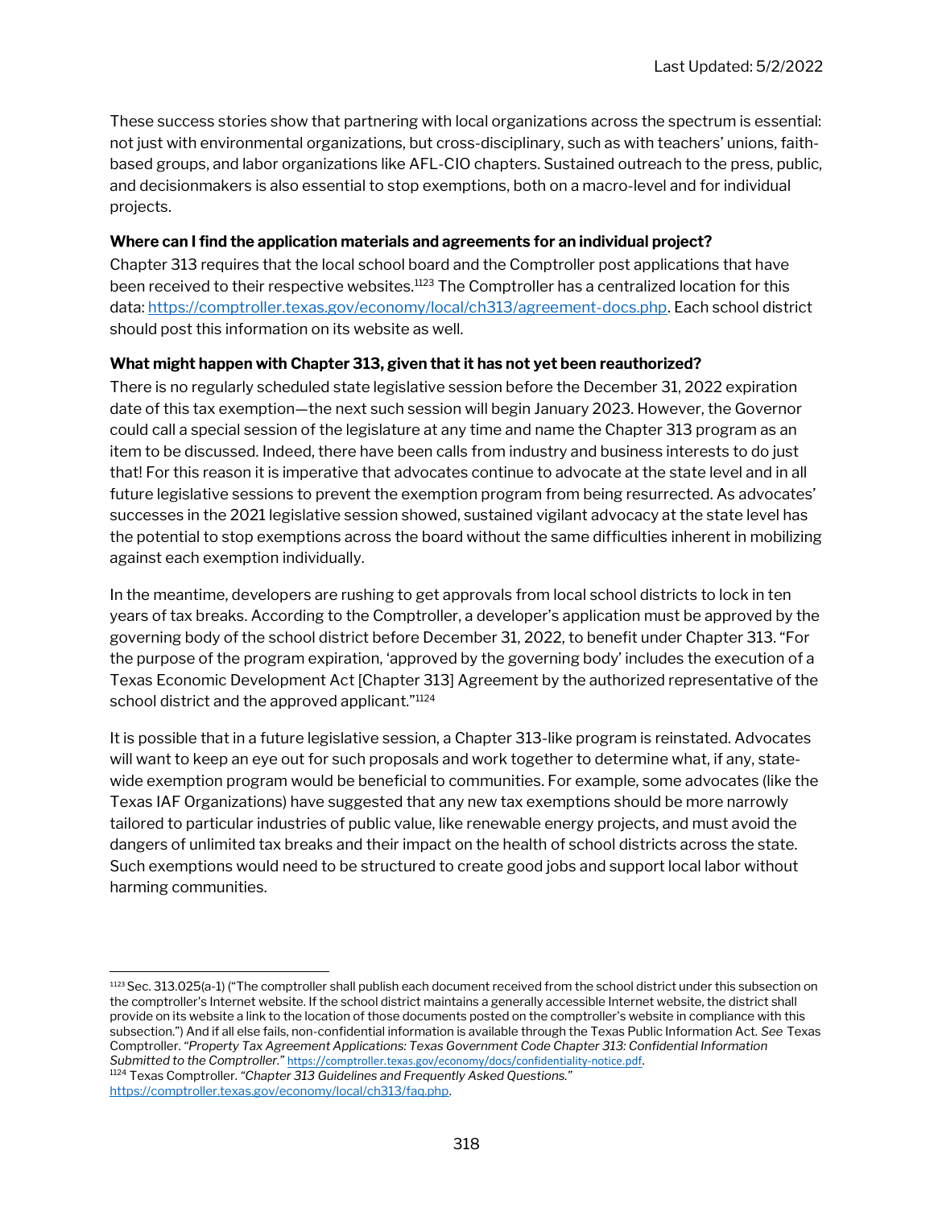These success stories show that partnering with local organizations across the spectrum is essential: not just with environmental organizations, but cross-disciplinary, such as with teachers' unions, faith-based groups, and labor organizations like AFL-CIO chapters. Sustained outreach to the press, public, and decisionmakers is also essential to stop exemptions, both on a macro-level and for individual projects.

**Where can I find the application materials and agreements for an individual project?**

Chapter 313 requires that the local school board and the Comptroller post applications that have been received to their respective websites.[1123] The Comptroller has a centralized location for this data: https://comptroller.texas.gov/economy/local/ch313/agreement-docs.php. Each school district should post this information on its website as well.

**What might happen with Chapter 313, given that it has not yet been reauthorized?**

There is no regularly scheduled state legislative session before the December 31, 2022 expiration date of this tax exemption—the next such session will begin January 2023. However, the Governor could call a special session of the legislature at any time and name the Chapter 313 program as an item to be discussed. Indeed, there have been calls from industry and business interests to do just that! For this reason it is imperative that advocates continue to advocate at the state level and in all future legislative sessions to prevent the exemption program from being resurrected. As advocates' successes in the 2021 legislative session showed, sustained vigilant advocacy at the state level has the potential to stop exemptions across the board without the same difficulties inherent in mobilizing against each exemption individually.

In the meantime, developers are rushing to get approvals from local school districts to lock in ten years of tax breaks. According to the Comptroller, a developer's application must be approved by the governing body of the school district before December 31, 2022, to benefit under Chapter 313. "For the purpose of the program expiration, 'approved by the governing body' includes the execution of a Texas Economic Development Act [Chapter 313] Agreement by the authorized representative of the school district and the approved applicant."[1124]

It is possible that in a future legislative session, a Chapter 313-like program is reinstated. Advocates will want to keep an eye out for such proposals and work together to determine what, if any, state-wide exemption program would be beneficial to communities. For example, some advocates (like the Texas IAF Organizations) have suggested that any new tax exemptions should be more narrowly tailored to particular industries of public value, like renewable energy projects, and must avoid the dangers of unlimited tax breaks and their impact on the health of school districts across the state. Such exemptions would need to be structured to create good jobs and support local labor without harming communities.

---

[1123] Sec. 313.025(a-1) ("The comptroller shall publish each document received from the school district under this subsection on the comptroller's Internet website. If the school district maintains a generally accessible Internet website, the district shall provide on its website a link to the location of those documents posted on the comptroller's website in compliance with this subsection.") And if all else fails, non-confidential information is available through the Texas Public Information Act. *See* Texas Comptroller. *"Property Tax Agreement Applications: Texas Government Code Chapter 313: Confidential Information Submitted to the Comptroller."* https://comptroller.texas.gov/economy/docs/confidentiality-notice.pdf.

[1124] Texas Comptroller. *"Chapter 313 Guidelines and Frequently Asked Questions."* https://comptroller.texas.gov/economy/local/ch313/faq.php.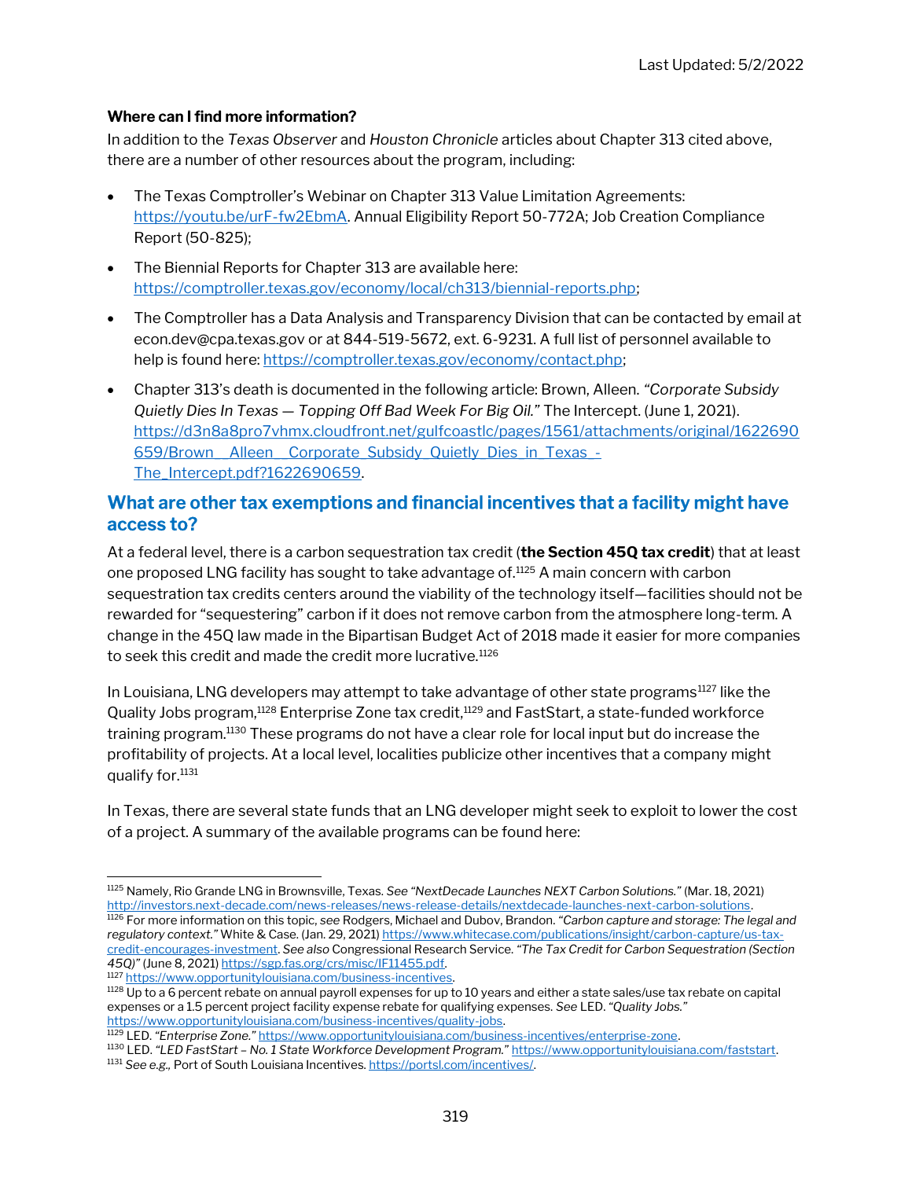**Where can I find more information?**

In addition to the *Texas Observer* and *Houston Chronicle* articles about Chapter 313 cited above, there are a number of other resources about the program, including:

- The Texas Comptroller's Webinar on Chapter 313 Value Limitation Agreements: https://youtu.be/urF-fw2EbmA. Annual Eligibility Report 50-772A; Job Creation Compliance Report (50-825);
- The Biennial Reports for Chapter 313 are available here: https://comptroller.texas.gov/economy/local/ch313/biennial-reports.php;
- The Comptroller has a Data Analysis and Transparency Division that can be contacted by email at econ.dev@cpa.texas.gov or at 844-519-5672, ext. 6-9231. A full list of personnel available to help is found here: https://comptroller.texas.gov/economy/contact.php;
- Chapter 313's death is documented in the following article: Brown, Alleen. *"Corporate Subsidy Quietly Dies In Texas — Topping Off Bad Week For Big Oil."* The Intercept. (June 1, 2021). https://d3n8a8pro7vhmx.cloudfront.net/gulfcoastlc/pages/1561/attachments/original/1622690659/Brown__Alleen__Corporate_Subsidy_Quietly_Dies_in_Texas_-The_Intercept.pdf?1622690659.

## What are other tax exemptions and financial incentives that a facility might have access to?

At a federal level, there is a carbon sequestration tax credit (**the Section 45Q tax credit**) that at least one proposed LNG facility has sought to take advantage of.[1125] A main concern with carbon sequestration tax credits centers around the viability of the technology itself—facilities should not be rewarded for "sequestering" carbon if it does not remove carbon from the atmosphere long-term. A change in the 45Q law made in the Bipartisan Budget Act of 2018 made it easier for more companies to seek this credit and made the credit more lucrative.[1126]

In Louisiana, LNG developers may attempt to take advantage of other state programs[1127] like the Quality Jobs program,[1128] Enterprise Zone tax credit,[1129] and FastStart, a state-funded workforce training program.[1130] These programs do not have a clear role for local input but do increase the profitability of projects. At a local level, localities publicize other incentives that a company might qualify for.[1131]

In Texas, there are several state funds that an LNG developer might seek to exploit to lower the cost of a project. A summary of the available programs can be found here:

---

[1125] Namely, Rio Grande LNG in Brownsville, Texas. *See "NextDecade Launches NEXT Carbon Solutions."* (Mar. 18, 2021) http://investors.next-decade.com/news-releases/news-release-details/nextdecade-launches-next-carbon-solutions.

[1126] For more information on this topic, *see* Rodgers, Michael and Dubov, Brandon. *"Carbon capture and storage: The legal and regulatory context."* White & Case. (Jan. 29, 2021) https://www.whitecase.com/publications/insight/carbon-capture/us-tax-credit-encourages-investment. *See also* Congressional Research Service. *"The Tax Credit for Carbon Sequestration (Section 45Q)"* (June 8, 2021) https://sgp.fas.org/crs/misc/IF11455.pdf.

[1127] https://www.opportunitylouisiana.com/business-incentives.

[1128] Up to a 6 percent rebate on annual payroll expenses for up to 10 years and either a state sales/use tax rebate on capital expenses or a 1.5 percent project facility expense rebate for qualifying expenses. *See* LED. *"Quality Jobs."* https://www.opportunitylouisiana.com/business-incentives/quality-jobs.

[1129] LED. *"Enterprise Zone."* https://www.opportunitylouisiana.com/business-incentives/enterprise-zone.

[1130] LED. *"LED FastStart – No. 1 State Workforce Development Program."* https://www.opportunitylouisiana.com/faststart.

[1131] *See e.g.,* Port of South Louisiana Incentives. https://portsl.com/incentives/.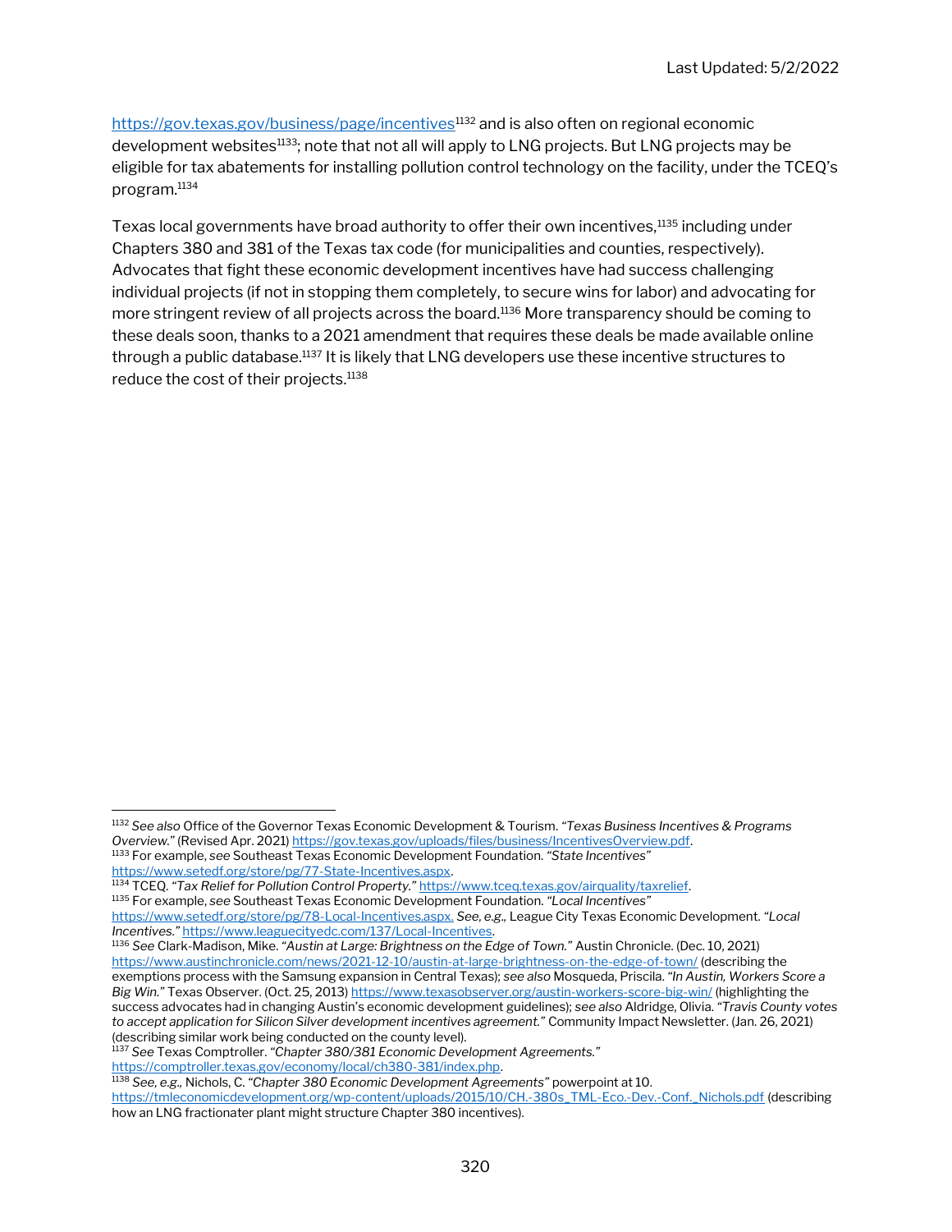https://gov.texas.gov/business/page/incentives[1132] and is also often on regional economic development websites[1133]; note that not all will apply to LNG projects. But LNG projects may be eligible for tax abatements for installing pollution control technology on the facility, under the TCEQ's program.[1134]

Texas local governments have broad authority to offer their own incentives,[1135] including under Chapters 380 and 381 of the Texas tax code (for municipalities and counties, respectively). Advocates that fight these economic development incentives have had success challenging individual projects (if not in stopping them completely, to secure wins for labor) and advocating for more stringent review of all projects across the board.[1136] More transparency should be coming to these deals soon, thanks to a 2021 amendment that requires these deals be made available online through a public database.[1137] It is likely that LNG developers use these incentive structures to reduce the cost of their projects.[1138]

---

[1132] *See also* Office of the Governor Texas Economic Development & Tourism. *"Texas Business Incentives & Programs Overview."* (Revised Apr. 2021) https://gov.texas.gov/uploads/files/business/IncentivesOverview.pdf.

[1133] For example, *see* Southeast Texas Economic Development Foundation. *"State Incentives"* https://www.setedf.org/store/pg/77-State-Incentives.aspx.

[1134] TCEQ. *"Tax Relief for Pollution Control Property."* https://www.tceq.texas.gov/airquality/taxrelief.

[1135] For example, *see* Southeast Texas Economic Development Foundation. *"Local Incentives"* https://www.setedf.org/store/pg/78-Local-Incentives.aspx. *See, e.g.,* League City Texas Economic Development. *"Local Incentives."* https://www.leaguecityedc.com/137/Local-Incentives.

[1136] *See* Clark-Madison, Mike. *"Austin at Large: Brightness on the Edge of Town."* Austin Chronicle. (Dec. 10, 2021) https://www.austinchronicle.com/news/2021-12-10/austin-at-large-brightness-on-the-edge-of-town/ (describing the exemptions process with the Samsung expansion in Central Texas); *see also* Mosqueda, Priscila. *"In Austin, Workers Score a Big Win."* Texas Observer. (Oct. 25, 2013) https://www.texasobserver.org/austin-workers-score-big-win/ (highlighting the success advocates had in changing Austin's economic development guidelines); *see also* Aldridge, Olivia. *"Travis County votes to accept application for Silicon Silver development incentives agreement."* Community Impact Newsletter. (Jan. 26, 2021) (describing similar work being conducted on the county level).

[1137] *See* Texas Comptroller. *"Chapter 380/381 Economic Development Agreements."* https://comptroller.texas.gov/economy/local/ch380-381/index.php.

[1138] *See, e.g.,* Nichols, C. *"Chapter 380 Economic Development Agreements"* powerpoint at 10. https://tmleconomicdevelopment.org/wp-content/uploads/2015/10/CH.-380s_TML-Eco.-Dev.-Conf._Nichols.pdf (describing how an LNG fractionater plant might structure Chapter 380 incentives).